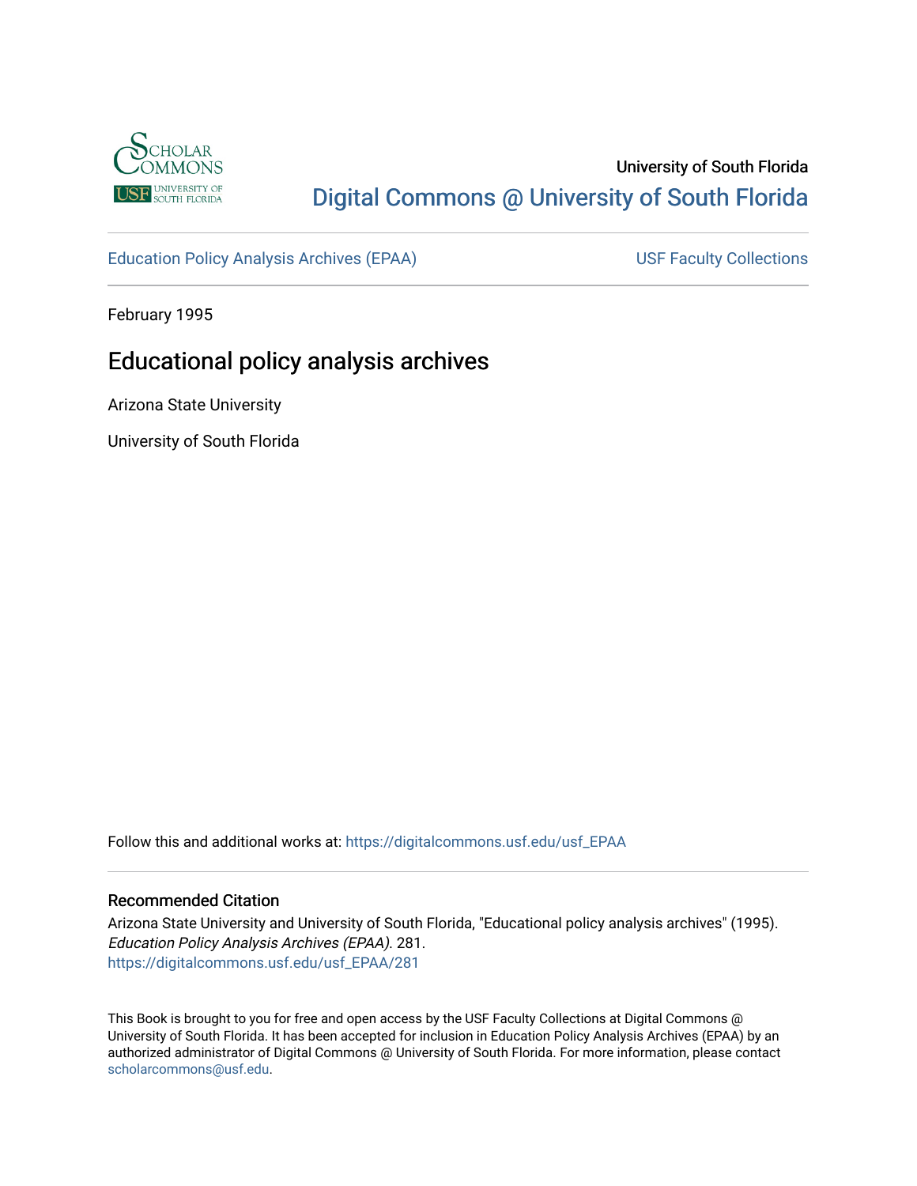University of South Florida

Digital Commons @ University of South Florida

Education Policy Analysis Archives (EPAA)

USF Faculty Collections

February 1995

# Educational policy analysis archives

Arizona State University

University of South Florida

Follow this and additional works at: https://digitalcommons.usf.edu/usf_EPAA

## Recommended Citation

Arizona State University and University of South Florida, "Educational policy analysis archives" (1995). *Education Policy Analysis Archives (EPAA)*. 281.
https://digitalcommons.usf.edu/usf_EPAA/281

This Book is brought to you for free and open access by the USF Faculty Collections at Digital Commons @ University of South Florida. It has been accepted for inclusion in Education Policy Analysis Archives (EPAA) by an authorized administrator of Digital Commons @ University of South Florida. For more information, please contact scholarcommons@usf.edu.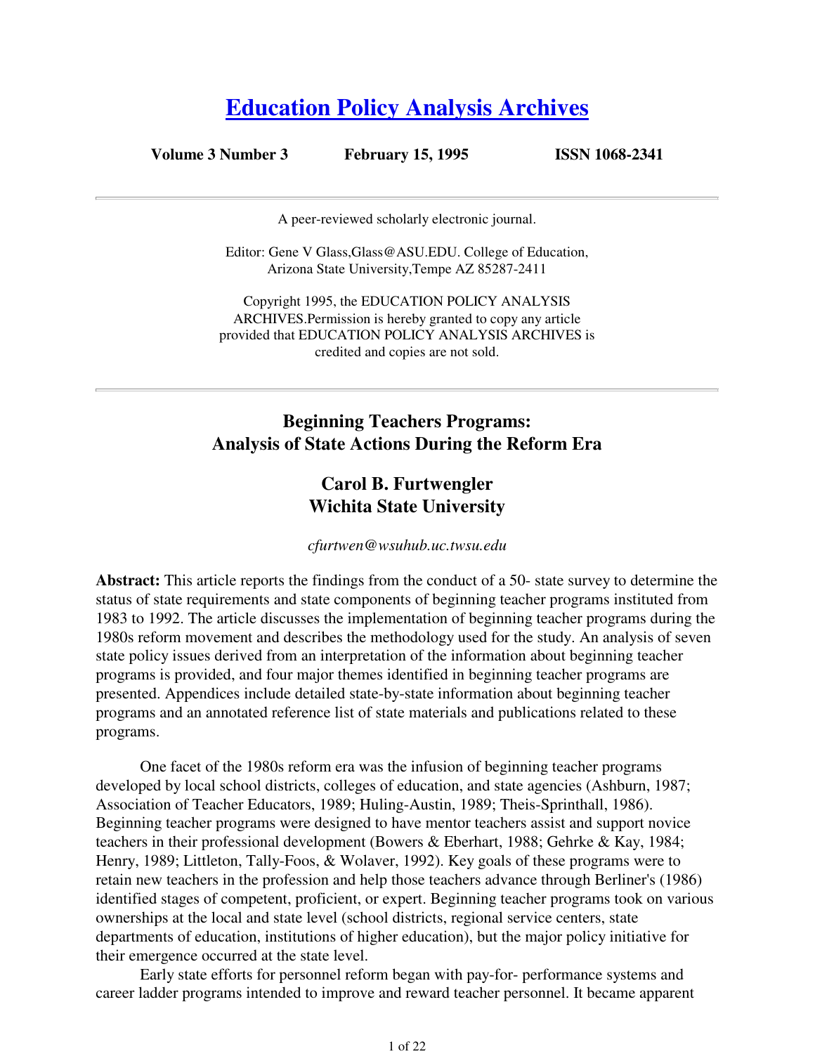# [Education Policy Analysis Archives](#)

**Volume 3 Number 3 February 15, 1995 ISSN 1068-2341**

---

A peer-reviewed scholarly electronic journal.

Editor: Gene V Glass,Glass@ASU.EDU. College of Education, Arizona State University,Tempe AZ 85287-2411

Copyright 1995, the EDUCATION POLICY ANALYSIS ARCHIVES.Permission is hereby granted to copy any article provided that EDUCATION POLICY ANALYSIS ARCHIVES is credited and copies are not sold.

---

## Beginning Teachers Programs: Analysis of State Actions During the Reform Era

### Carol B. Furtwengler
### Wichita State University

*cfurtwen@wsuhub.uc.twsu.edu*

**Abstract:** This article reports the findings from the conduct of a 50- state survey to determine the status of state requirements and state components of beginning teacher programs instituted from 1983 to 1992. The article discusses the implementation of beginning teacher programs during the 1980s reform movement and describes the methodology used for the study. An analysis of seven state policy issues derived from an interpretation of the information about beginning teacher programs is provided, and four major themes identified in beginning teacher programs are presented. Appendices include detailed state-by-state information about beginning teacher programs and an annotated reference list of state materials and publications related to these programs.

One facet of the 1980s reform era was the infusion of beginning teacher programs developed by local school districts, colleges of education, and state agencies (Ashburn, 1987; Association of Teacher Educators, 1989; Huling-Austin, 1989; Theis-Sprinthall, 1986). Beginning teacher programs were designed to have mentor teachers assist and support novice teachers in their professional development (Bowers & Eberhart, 1988; Gehrke & Kay, 1984; Henry, 1989; Littleton, Tally-Foos, & Wolaver, 1992). Key goals of these programs were to retain new teachers in the profession and help those teachers advance through Berliner's (1986) identified stages of competent, proficient, or expert. Beginning teacher programs took on various ownerships at the local and state level (school districts, regional service centers, state departments of education, institutions of higher education), but the major policy initiative for their emergence occurred at the state level.

Early state efforts for personnel reform began with pay-for- performance systems and career ladder programs intended to improve and reward teacher personnel. It became apparent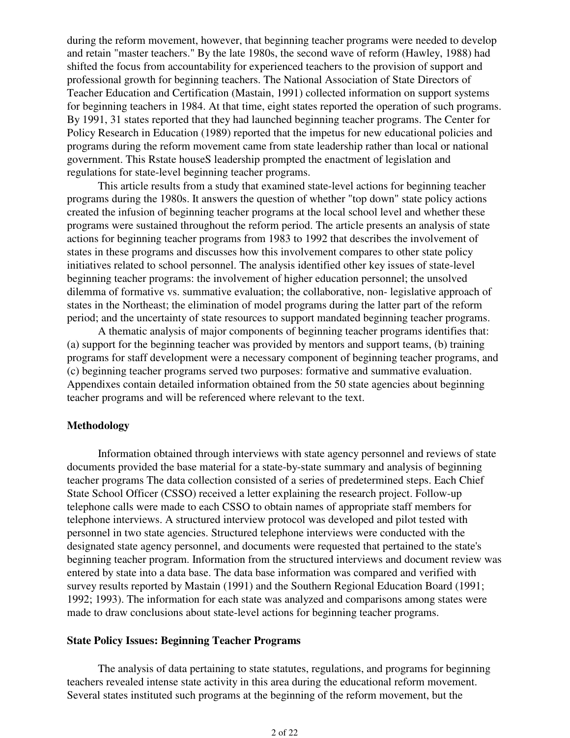during the reform movement, however, that beginning teacher programs were needed to develop and retain "master teachers." By the late 1980s, the second wave of reform (Hawley, 1988) had shifted the focus from accountability for experienced teachers to the provision of support and professional growth for beginning teachers. The National Association of State Directors of Teacher Education and Certification (Mastain, 1991) collected information on support systems for beginning teachers in 1984. At that time, eight states reported the operation of such programs. By 1991, 31 states reported that they had launched beginning teacher programs. The Center for Policy Research in Education (1989) reported that the impetus for new educational policies and programs during the reform movement came from state leadership rather than local or national government. This Rstate houseS leadership prompted the enactment of legislation and regulations for state-level beginning teacher programs.

This article results from a study that examined state-level actions for beginning teacher programs during the 1980s. It answers the question of whether "top down" state policy actions created the infusion of beginning teacher programs at the local school level and whether these programs were sustained throughout the reform period. The article presents an analysis of state actions for beginning teacher programs from 1983 to 1992 that describes the involvement of states in these programs and discusses how this involvement compares to other state policy initiatives related to school personnel. The analysis identified other key issues of state-level beginning teacher programs: the involvement of higher education personnel; the unsolved dilemma of formative vs. summative evaluation; the collaborative, non- legislative approach of states in the Northeast; the elimination of model programs during the latter part of the reform period; and the uncertainty of state resources to support mandated beginning teacher programs.

A thematic analysis of major components of beginning teacher programs identifies that: (a) support for the beginning teacher was provided by mentors and support teams, (b) training programs for staff development were a necessary component of beginning teacher programs, and (c) beginning teacher programs served two purposes: formative and summative evaluation. Appendixes contain detailed information obtained from the 50 state agencies about beginning teacher programs and will be referenced where relevant to the text.

**Methodology**

Information obtained through interviews with state agency personnel and reviews of state documents provided the base material for a state-by-state summary and analysis of beginning teacher programs The data collection consisted of a series of predetermined steps. Each Chief State School Officer (CSSO) received a letter explaining the research project. Follow-up telephone calls were made to each CSSO to obtain names of appropriate staff members for telephone interviews. A structured interview protocol was developed and pilot tested with personnel in two state agencies. Structured telephone interviews were conducted with the designated state agency personnel, and documents were requested that pertained to the state's beginning teacher program. Information from the structured interviews and document review was entered by state into a data base. The data base information was compared and verified with survey results reported by Mastain (1991) and the Southern Regional Education Board (1991; 1992; 1993). The information for each state was analyzed and comparisons among states were made to draw conclusions about state-level actions for beginning teacher programs.

**State Policy Issues: Beginning Teacher Programs**

The analysis of data pertaining to state statutes, regulations, and programs for beginning teachers revealed intense state activity in this area during the educational reform movement. Several states instituted such programs at the beginning of the reform movement, but the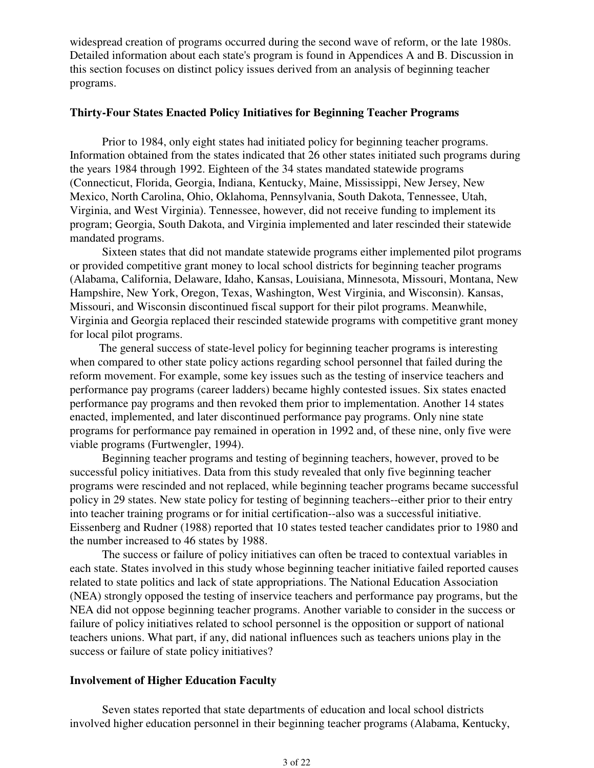widespread creation of programs occurred during the second wave of reform, or the late 1980s. Detailed information about each state's program is found in Appendices A and B. Discussion in this section focuses on distinct policy issues derived from an analysis of beginning teacher programs.

**Thirty-Four States Enacted Policy Initiatives for Beginning Teacher Programs**

Prior to 1984, only eight states had initiated policy for beginning teacher programs. Information obtained from the states indicated that 26 other states initiated such programs during the years 1984 through 1992. Eighteen of the 34 states mandated statewide programs (Connecticut, Florida, Georgia, Indiana, Kentucky, Maine, Mississippi, New Jersey, New Mexico, North Carolina, Ohio, Oklahoma, Pennsylvania, South Dakota, Tennessee, Utah, Virginia, and West Virginia). Tennessee, however, did not receive funding to implement its program; Georgia, South Dakota, and Virginia implemented and later rescinded their statewide mandated programs.

Sixteen states that did not mandate statewide programs either implemented pilot programs or provided competitive grant money to local school districts for beginning teacher programs (Alabama, California, Delaware, Idaho, Kansas, Louisiana, Minnesota, Missouri, Montana, New Hampshire, New York, Oregon, Texas, Washington, West Virginia, and Wisconsin). Kansas, Missouri, and Wisconsin discontinued fiscal support for their pilot programs. Meanwhile, Virginia and Georgia replaced their rescinded statewide programs with competitive grant money for local pilot programs.

The general success of state-level policy for beginning teacher programs is interesting when compared to other state policy actions regarding school personnel that failed during the reform movement. For example, some key issues such as the testing of inservice teachers and performance pay programs (career ladders) became highly contested issues. Six states enacted performance pay programs and then revoked them prior to implementation. Another 14 states enacted, implemented, and later discontinued performance pay programs. Only nine state programs for performance pay remained in operation in 1992 and, of these nine, only five were viable programs (Furtwengler, 1994).

Beginning teacher programs and testing of beginning teachers, however, proved to be successful policy initiatives. Data from this study revealed that only five beginning teacher programs were rescinded and not replaced, while beginning teacher programs became successful policy in 29 states. New state policy for testing of beginning teachers--either prior to their entry into teacher training programs or for initial certification--also was a successful initiative. Eissenberg and Rudner (1988) reported that 10 states tested teacher candidates prior to 1980 and the number increased to 46 states by 1988.

The success or failure of policy initiatives can often be traced to contextual variables in each state. States involved in this study whose beginning teacher initiative failed reported causes related to state politics and lack of state appropriations. The National Education Association (NEA) strongly opposed the testing of inservice teachers and performance pay programs, but the NEA did not oppose beginning teacher programs. Another variable to consider in the success or failure of policy initiatives related to school personnel is the opposition or support of national teachers unions. What part, if any, did national influences such as teachers unions play in the success or failure of state policy initiatives?

**Involvement of Higher Education Faculty**

Seven states reported that state departments of education and local school districts involved higher education personnel in their beginning teacher programs (Alabama, Kentucky,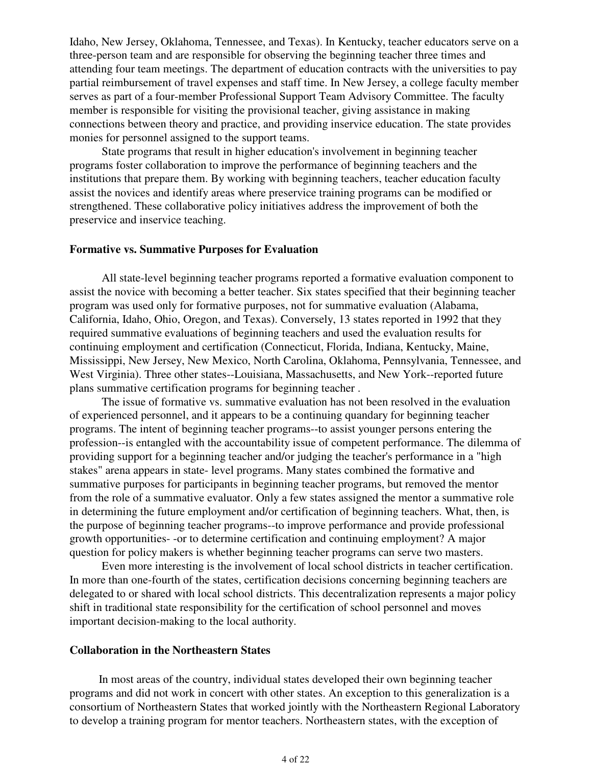Idaho, New Jersey, Oklahoma, Tennessee, and Texas). In Kentucky, teacher educators serve on a three-person team and are responsible for observing the beginning teacher three times and attending four team meetings. The department of education contracts with the universities to pay partial reimbursement of travel expenses and staff time. In New Jersey, a college faculty member serves as part of a four-member Professional Support Team Advisory Committee. The faculty member is responsible for visiting the provisional teacher, giving assistance in making connections between theory and practice, and providing inservice education. The state provides monies for personnel assigned to the support teams.

State programs that result in higher education's involvement in beginning teacher programs foster collaboration to improve the performance of beginning teachers and the institutions that prepare them. By working with beginning teachers, teacher education faculty assist the novices and identify areas where preservice training programs can be modified or strengthened. These collaborative policy initiatives address the improvement of both the preservice and inservice teaching.

**Formative vs. Summative Purposes for Evaluation**

All state-level beginning teacher programs reported a formative evaluation component to assist the novice with becoming a better teacher. Six states specified that their beginning teacher program was used only for formative purposes, not for summative evaluation (Alabama, California, Idaho, Ohio, Oregon, and Texas). Conversely, 13 states reported in 1992 that they required summative evaluations of beginning teachers and used the evaluation results for continuing employment and certification (Connecticut, Florida, Indiana, Kentucky, Maine, Mississippi, New Jersey, New Mexico, North Carolina, Oklahoma, Pennsylvania, Tennessee, and West Virginia). Three other states--Louisiana, Massachusetts, and New York--reported future plans summative certification programs for beginning teacher .

The issue of formative vs. summative evaluation has not been resolved in the evaluation of experienced personnel, and it appears to be a continuing quandary for beginning teacher programs. The intent of beginning teacher programs--to assist younger persons entering the profession--is entangled with the accountability issue of competent performance. The dilemma of providing support for a beginning teacher and/or judging the teacher's performance in a "high stakes" arena appears in state- level programs. Many states combined the formative and summative purposes for participants in beginning teacher programs, but removed the mentor from the role of a summative evaluator. Only a few states assigned the mentor a summative role in determining the future employment and/or certification of beginning teachers. What, then, is the purpose of beginning teacher programs--to improve performance and provide professional growth opportunities- -or to determine certification and continuing employment? A major question for policy makers is whether beginning teacher programs can serve two masters.

Even more interesting is the involvement of local school districts in teacher certification. In more than one-fourth of the states, certification decisions concerning beginning teachers are delegated to or shared with local school districts. This decentralization represents a major policy shift in traditional state responsibility for the certification of school personnel and moves important decision-making to the local authority.

**Collaboration in the Northeastern States**

In most areas of the country, individual states developed their own beginning teacher programs and did not work in concert with other states. An exception to this generalization is a consortium of Northeastern States that worked jointly with the Northeastern Regional Laboratory to develop a training program for mentor teachers. Northeastern states, with the exception of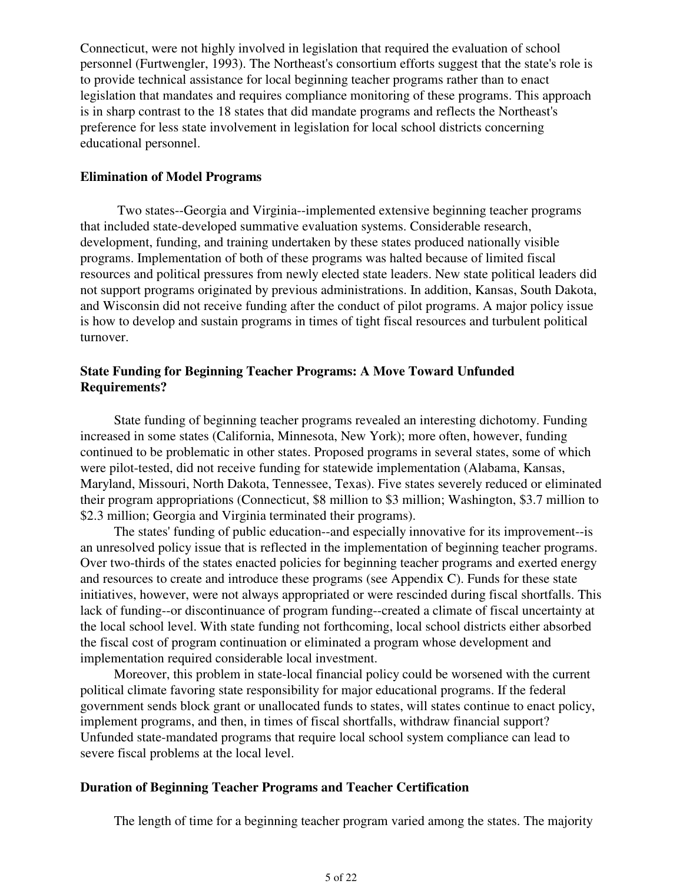Connecticut, were not highly involved in legislation that required the evaluation of school personnel (Furtwengler, 1993). The Northeast's consortium efforts suggest that the state's role is to provide technical assistance for local beginning teacher programs rather than to enact legislation that mandates and requires compliance monitoring of these programs. This approach is in sharp contrast to the 18 states that did mandate programs and reflects the Northeast's preference for less state involvement in legislation for local school districts concerning educational personnel.

**Elimination of Model Programs**

Two states--Georgia and Virginia--implemented extensive beginning teacher programs that included state-developed summative evaluation systems. Considerable research, development, funding, and training undertaken by these states produced nationally visible programs. Implementation of both of these programs was halted because of limited fiscal resources and political pressures from newly elected state leaders. New state political leaders did not support programs originated by previous administrations. In addition, Kansas, South Dakota, and Wisconsin did not receive funding after the conduct of pilot programs. A major policy issue is how to develop and sustain programs in times of tight fiscal resources and turbulent political turnover.

**State Funding for Beginning Teacher Programs: A Move Toward Unfunded Requirements?**

State funding of beginning teacher programs revealed an interesting dichotomy. Funding increased in some states (California, Minnesota, New York); more often, however, funding continued to be problematic in other states. Proposed programs in several states, some of which were pilot-tested, did not receive funding for statewide implementation (Alabama, Kansas, Maryland, Missouri, North Dakota, Tennessee, Texas). Five states severely reduced or eliminated their program appropriations (Connecticut, $8 million to $3 million; Washington, $3.7 million to $2.3 million; Georgia and Virginia terminated their programs).

The states' funding of public education--and especially innovative for its improvement--is an unresolved policy issue that is reflected in the implementation of beginning teacher programs. Over two-thirds of the states enacted policies for beginning teacher programs and exerted energy and resources to create and introduce these programs (see Appendix C). Funds for these state initiatives, however, were not always appropriated or were rescinded during fiscal shortfalls. This lack of funding--or discontinuance of program funding--created a climate of fiscal uncertainty at the local school level. With state funding not forthcoming, local school districts either absorbed the fiscal cost of program continuation or eliminated a program whose development and implementation required considerable local investment.

Moreover, this problem in state-local financial policy could be worsened with the current political climate favoring state responsibility for major educational programs. If the federal government sends block grant or unallocated funds to states, will states continue to enact policy, implement programs, and then, in times of fiscal shortfalls, withdraw financial support? Unfunded state-mandated programs that require local school system compliance can lead to severe fiscal problems at the local level.

**Duration of Beginning Teacher Programs and Teacher Certification**

The length of time for a beginning teacher program varied among the states. The majority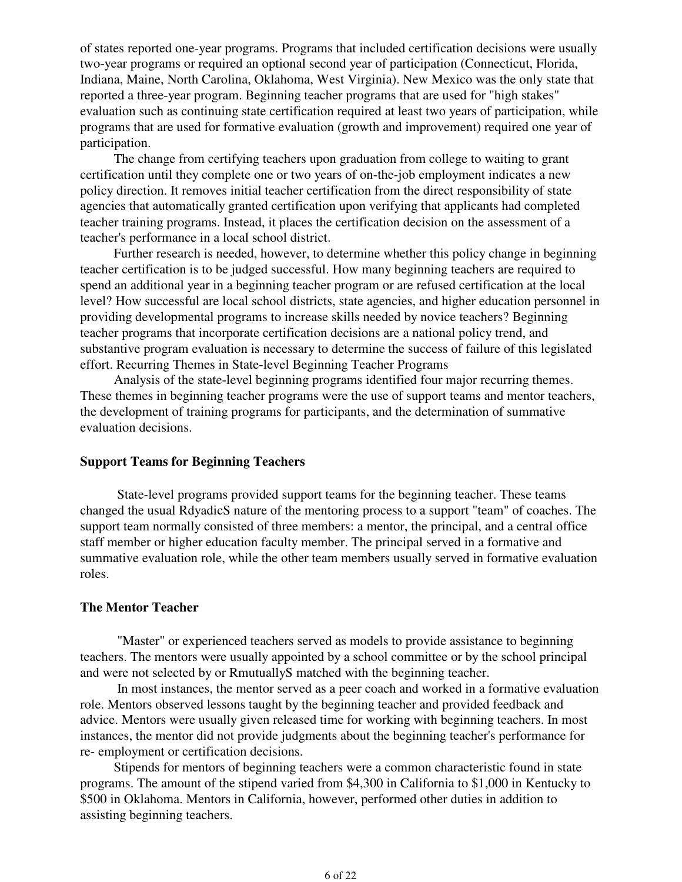of states reported one-year programs. Programs that included certification decisions were usually two-year programs or required an optional second year of participation (Connecticut, Florida, Indiana, Maine, North Carolina, Oklahoma, West Virginia). New Mexico was the only state that reported a three-year program. Beginning teacher programs that are used for "high stakes" evaluation such as continuing state certification required at least two years of participation, while programs that are used for formative evaluation (growth and improvement) required one year of participation.

The change from certifying teachers upon graduation from college to waiting to grant certification until they complete one or two years of on-the-job employment indicates a new policy direction. It removes initial teacher certification from the direct responsibility of state agencies that automatically granted certification upon verifying that applicants had completed teacher training programs. Instead, it places the certification decision on the assessment of a teacher's performance in a local school district.

Further research is needed, however, to determine whether this policy change in beginning teacher certification is to be judged successful. How many beginning teachers are required to spend an additional year in a beginning teacher program or are refused certification at the local level? How successful are local school districts, state agencies, and higher education personnel in providing developmental programs to increase skills needed by novice teachers? Beginning teacher programs that incorporate certification decisions are a national policy trend, and substantive program evaluation is necessary to determine the success of failure of this legislated effort. Recurring Themes in State-level Beginning Teacher Programs

Analysis of the state-level beginning programs identified four major recurring themes. These themes in beginning teacher programs were the use of support teams and mentor teachers, the development of training programs for participants, and the determination of summative evaluation decisions.

## Support Teams for Beginning Teachers

State-level programs provided support teams for the beginning teacher. These teams changed the usual RdyadicS nature of the mentoring process to a support "team" of coaches. The support team normally consisted of three members: a mentor, the principal, and a central office staff member or higher education faculty member. The principal served in a formative and summative evaluation role, while the other team members usually served in formative evaluation roles.

## The Mentor Teacher

"Master" or experienced teachers served as models to provide assistance to beginning teachers. The mentors were usually appointed by a school committee or by the school principal and were not selected by or RmutuallyS matched with the beginning teacher.

In most instances, the mentor served as a peer coach and worked in a formative evaluation role. Mentors observed lessons taught by the beginning teacher and provided feedback and advice. Mentors were usually given released time for working with beginning teachers. In most instances, the mentor did not provide judgments about the beginning teacher's performance for re- employment or certification decisions.

Stipends for mentors of beginning teachers were a common characteristic found in state programs. The amount of the stipend varied from $4,300 in California to $1,000 in Kentucky to $500 in Oklahoma. Mentors in California, however, performed other duties in addition to assisting beginning teachers.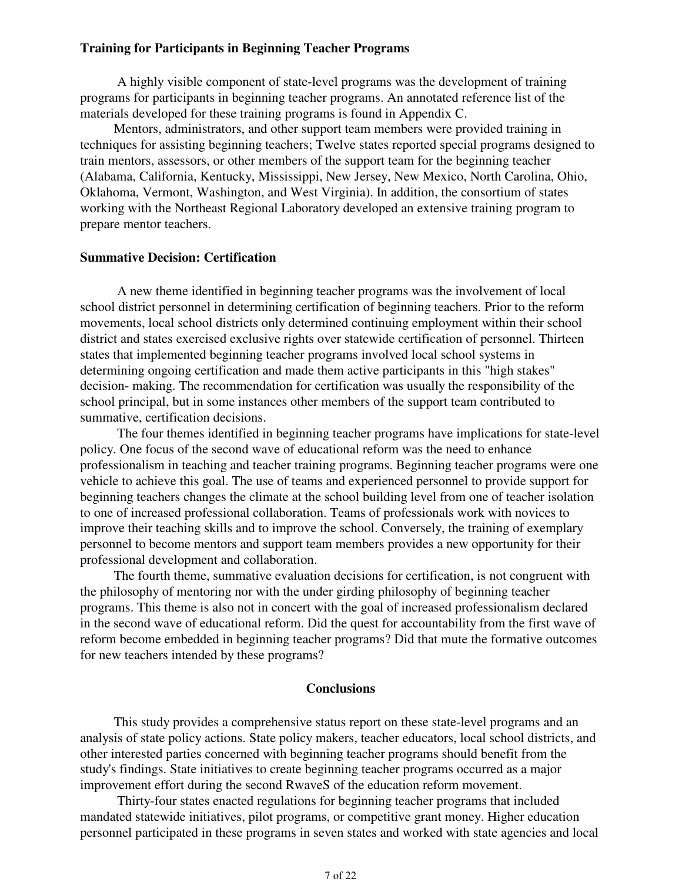### Training for Participants in Beginning Teacher Programs

A highly visible component of state-level programs was the development of training programs for participants in beginning teacher programs. An annotated reference list of the materials developed for these training programs is found in Appendix C.

Mentors, administrators, and other support team members were provided training in techniques for assisting beginning teachers; Twelve states reported special programs designed to train mentors, assessors, or other members of the support team for the beginning teacher (Alabama, California, Kentucky, Mississippi, New Jersey, New Mexico, North Carolina, Ohio, Oklahoma, Vermont, Washington, and West Virginia). In addition, the consortium of states working with the Northeast Regional Laboratory developed an extensive training program to prepare mentor teachers.

### Summative Decision: Certification

A new theme identified in beginning teacher programs was the involvement of local school district personnel in determining certification of beginning teachers. Prior to the reform movements, local school districts only determined continuing employment within their school district and states exercised exclusive rights over statewide certification of personnel. Thirteen states that implemented beginning teacher programs involved local school systems in determining ongoing certification and made them active participants in this "high stakes" decision- making. The recommendation for certification was usually the responsibility of the school principal, but in some instances other members of the support team contributed to summative, certification decisions.

The four themes identified in beginning teacher programs have implications for state-level policy. One focus of the second wave of educational reform was the need to enhance professionalism in teaching and teacher training programs. Beginning teacher programs were one vehicle to achieve this goal. The use of teams and experienced personnel to provide support for beginning teachers changes the climate at the school building level from one of teacher isolation to one of increased professional collaboration. Teams of professionals work with novices to improve their teaching skills and to improve the school. Conversely, the training of exemplary personnel to become mentors and support team members provides a new opportunity for their professional development and collaboration.

The fourth theme, summative evaluation decisions for certification, is not congruent with the philosophy of mentoring nor with the under girding philosophy of beginning teacher programs. This theme is also not in concert with the goal of increased professionalism declared in the second wave of educational reform. Did the quest for accountability from the first wave of reform become embedded in beginning teacher programs? Did that mute the formative outcomes for new teachers intended by these programs?

## Conclusions

This study provides a comprehensive status report on these state-level programs and an analysis of state policy actions. State policy makers, teacher educators, local school districts, and other interested parties concerned with beginning teacher programs should benefit from the study's findings. State initiatives to create beginning teacher programs occurred as a major improvement effort during the second RwaveS of the education reform movement.

Thirty-four states enacted regulations for beginning teacher programs that included mandated statewide initiatives, pilot programs, or competitive grant money. Higher education personnel participated in these programs in seven states and worked with state agencies and local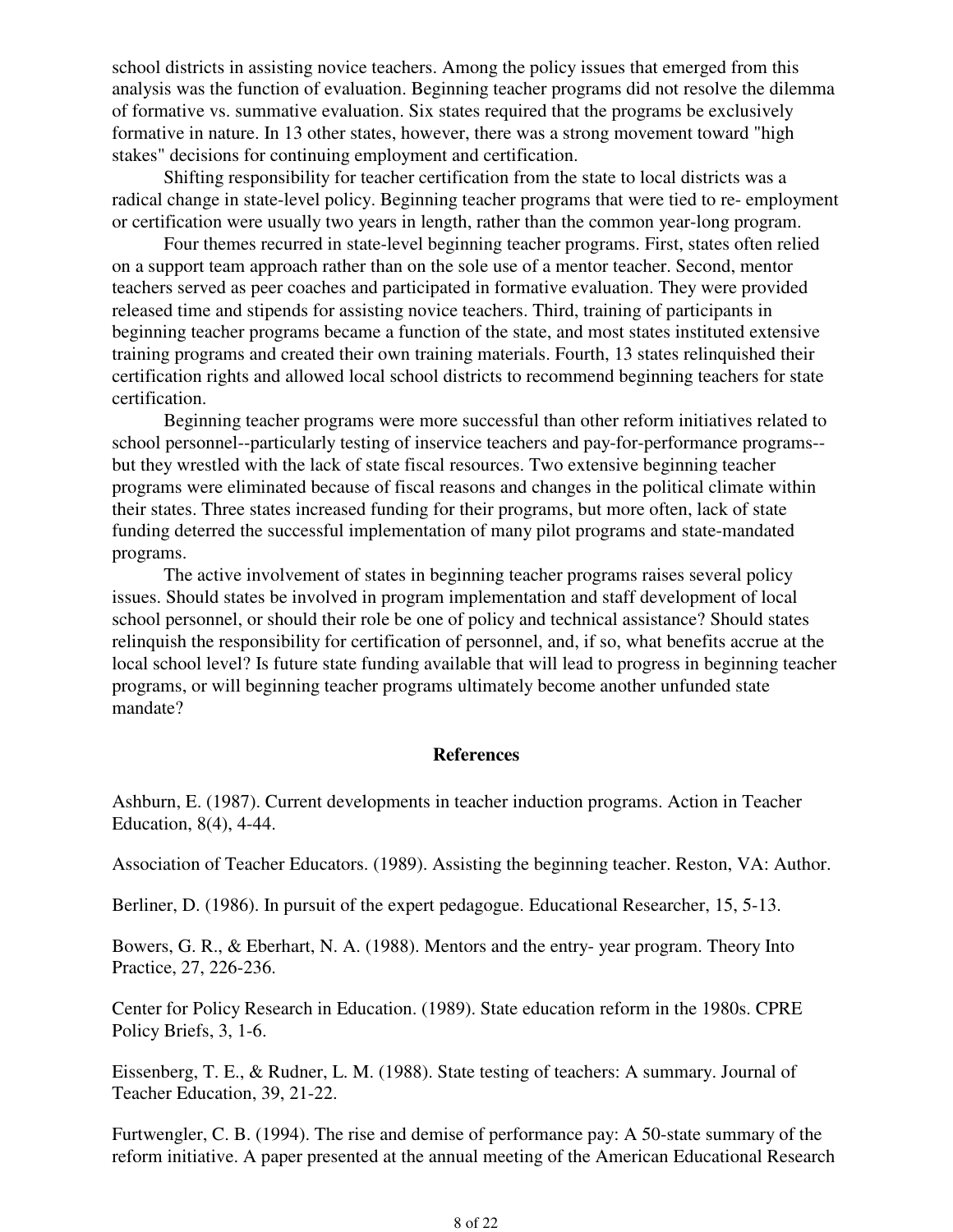school districts in assisting novice teachers. Among the policy issues that emerged from this analysis was the function of evaluation. Beginning teacher programs did not resolve the dilemma of formative vs. summative evaluation. Six states required that the programs be exclusively formative in nature. In 13 other states, however, there was a strong movement toward "high stakes" decisions for continuing employment and certification.

Shifting responsibility for teacher certification from the state to local districts was a radical change in state-level policy. Beginning teacher programs that were tied to re- employment or certification were usually two years in length, rather than the common year-long program.

Four themes recurred in state-level beginning teacher programs. First, states often relied on a support team approach rather than on the sole use of a mentor teacher. Second, mentor teachers served as peer coaches and participated in formative evaluation. They were provided released time and stipends for assisting novice teachers. Third, training of participants in beginning teacher programs became a function of the state, and most states instituted extensive training programs and created their own training materials. Fourth, 13 states relinquished their certification rights and allowed local school districts to recommend beginning teachers for state certification.

Beginning teacher programs were more successful than other reform initiatives related to school personnel--particularly testing of inservice teachers and pay-for-performance programs--but they wrestled with the lack of state fiscal resources. Two extensive beginning teacher programs were eliminated because of fiscal reasons and changes in the political climate within their states. Three states increased funding for their programs, but more often, lack of state funding deterred the successful implementation of many pilot programs and state-mandated programs.

The active involvement of states in beginning teacher programs raises several policy issues. Should states be involved in program implementation and staff development of local school personnel, or should their role be one of policy and technical assistance? Should states relinquish the responsibility for certification of personnel, and, if so, what benefits accrue at the local school level? Is future state funding available that will lead to progress in beginning teacher programs, or will beginning teacher programs ultimately become another unfunded state mandate?

## References

Ashburn, E. (1987). Current developments in teacher induction programs. Action in Teacher Education, 8(4), 4-44.

Association of Teacher Educators. (1989). Assisting the beginning teacher. Reston, VA: Author.

Berliner, D. (1986). In pursuit of the expert pedagogue. Educational Researcher, 15, 5-13.

Bowers, G. R., & Eberhart, N. A. (1988). Mentors and the entry- year program. Theory Into Practice, 27, 226-236.

Center for Policy Research in Education. (1989). State education reform in the 1980s. CPRE Policy Briefs, 3, 1-6.

Eissenberg, T. E., & Rudner, L. M. (1988). State testing of teachers: A summary. Journal of Teacher Education, 39, 21-22.

Furtwengler, C. B. (1994). The rise and demise of performance pay: A 50-state summary of the reform initiative. A paper presented at the annual meeting of the American Educational Research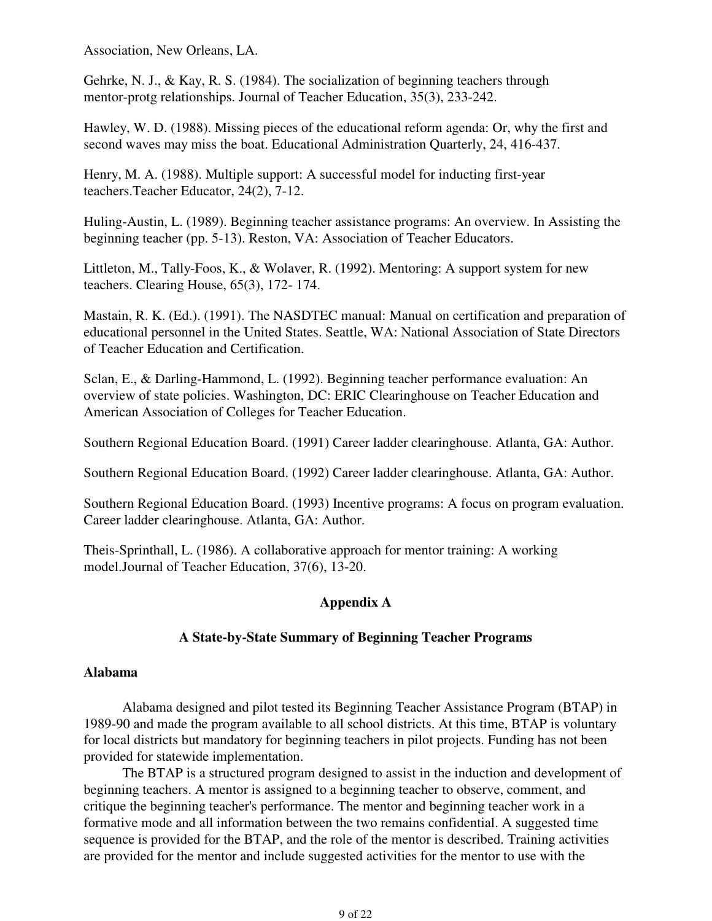Association, New Orleans, LA.

Gehrke, N. J., & Kay, R. S. (1984). The socialization of beginning teachers through mentor-protg relationships. Journal of Teacher Education, 35(3), 233-242.

Hawley, W. D. (1988). Missing pieces of the educational reform agenda: Or, why the first and second waves may miss the boat. Educational Administration Quarterly, 24, 416-437.

Henry, M. A. (1988). Multiple support: A successful model for inducting first-year teachers.Teacher Educator, 24(2), 7-12.

Huling-Austin, L. (1989). Beginning teacher assistance programs: An overview. In Assisting the beginning teacher (pp. 5-13). Reston, VA: Association of Teacher Educators.

Littleton, M., Tally-Foos, K., & Wolaver, R. (1992). Mentoring: A support system for new teachers. Clearing House, 65(3), 172- 174.

Mastain, R. K. (Ed.). (1991). The NASDTEC manual: Manual on certification and preparation of educational personnel in the United States. Seattle, WA: National Association of State Directors of Teacher Education and Certification.

Sclan, E., & Darling-Hammond, L. (1992). Beginning teacher performance evaluation: An overview of state policies. Washington, DC: ERIC Clearinghouse on Teacher Education and American Association of Colleges for Teacher Education.

Southern Regional Education Board. (1991) Career ladder clearinghouse. Atlanta, GA: Author.

Southern Regional Education Board. (1992) Career ladder clearinghouse. Atlanta, GA: Author.

Southern Regional Education Board. (1993) Incentive programs: A focus on program evaluation. Career ladder clearinghouse. Atlanta, GA: Author.

Theis-Sprinthall, L. (1986). A collaborative approach for mentor training: A working model.Journal of Teacher Education, 37(6), 13-20.

## Appendix A

### A State-by-State Summary of Beginning Teacher Programs

**Alabama**

Alabama designed and pilot tested its Beginning Teacher Assistance Program (BTAP) in 1989-90 and made the program available to all school districts. At this time, BTAP is voluntary for local districts but mandatory for beginning teachers in pilot projects. Funding has not been provided for statewide implementation.

The BTAP is a structured program designed to assist in the induction and development of beginning teachers. A mentor is assigned to a beginning teacher to observe, comment, and critique the beginning teacher's performance. The mentor and beginning teacher work in a formative mode and all information between the two remains confidential. A suggested time sequence is provided for the BTAP, and the role of the mentor is described. Training activities are provided for the mentor and include suggested activities for the mentor to use with the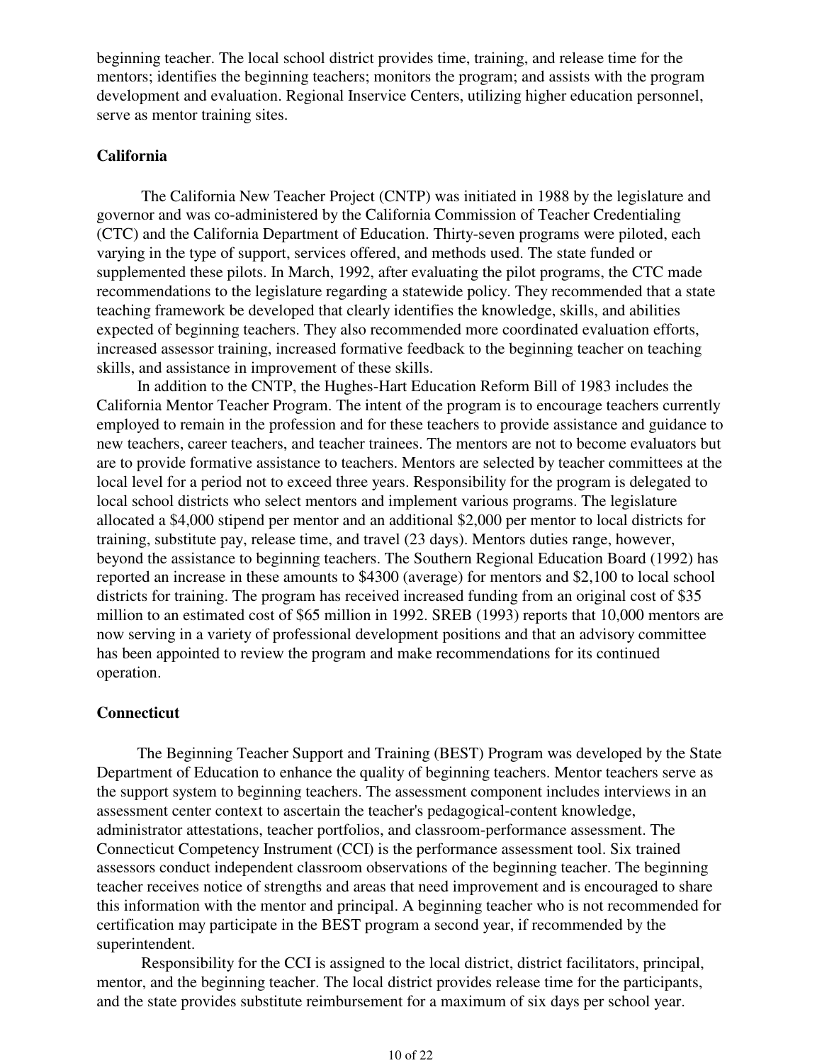beginning teacher. The local school district provides time, training, and release time for the mentors; identifies the beginning teachers; monitors the program; and assists with the program development and evaluation. Regional Inservice Centers, utilizing higher education personnel, serve as mentor training sites.

### California

The California New Teacher Project (CNTP) was initiated in 1988 by the legislature and governor and was co-administered by the California Commission of Teacher Credentialing (CTC) and the California Department of Education. Thirty-seven programs were piloted, each varying in the type of support, services offered, and methods used. The state funded or supplemented these pilots. In March, 1992, after evaluating the pilot programs, the CTC made recommendations to the legislature regarding a statewide policy. They recommended that a state teaching framework be developed that clearly identifies the knowledge, skills, and abilities expected of beginning teachers. They also recommended more coordinated evaluation efforts, increased assessor training, increased formative feedback to the beginning teacher on teaching skills, and assistance in improvement of these skills.

In addition to the CNTP, the Hughes-Hart Education Reform Bill of 1983 includes the California Mentor Teacher Program. The intent of the program is to encourage teachers currently employed to remain in the profession and for these teachers to provide assistance and guidance to new teachers, career teachers, and teacher trainees. The mentors are not to become evaluators but are to provide formative assistance to teachers. Mentors are selected by teacher committees at the local level for a period not to exceed three years. Responsibility for the program is delegated to local school districts who select mentors and implement various programs. The legislature allocated a $4,000 stipend per mentor and an additional $2,000 per mentor to local districts for training, substitute pay, release time, and travel (23 days). Mentors duties range, however, beyond the assistance to beginning teachers. The Southern Regional Education Board (1992) has reported an increase in these amounts to $4300 (average) for mentors and $2,100 to local school districts for training. The program has received increased funding from an original cost of $35 million to an estimated cost of $65 million in 1992. SREB (1993) reports that 10,000 mentors are now serving in a variety of professional development positions and that an advisory committee has been appointed to review the program and make recommendations for its continued operation.

### Connecticut

The Beginning Teacher Support and Training (BEST) Program was developed by the State Department of Education to enhance the quality of beginning teachers. Mentor teachers serve as the support system to beginning teachers. The assessment component includes interviews in an assessment center context to ascertain the teacher's pedagogical-content knowledge, administrator attestations, teacher portfolios, and classroom-performance assessment. The Connecticut Competency Instrument (CCI) is the performance assessment tool. Six trained assessors conduct independent classroom observations of the beginning teacher. The beginning teacher receives notice of strengths and areas that need improvement and is encouraged to share this information with the mentor and principal. A beginning teacher who is not recommended for certification may participate in the BEST program a second year, if recommended by the superintendent.

Responsibility for the CCI is assigned to the local district, district facilitators, principal, mentor, and the beginning teacher. The local district provides release time for the participants, and the state provides substitute reimbursement for a maximum of six days per school year.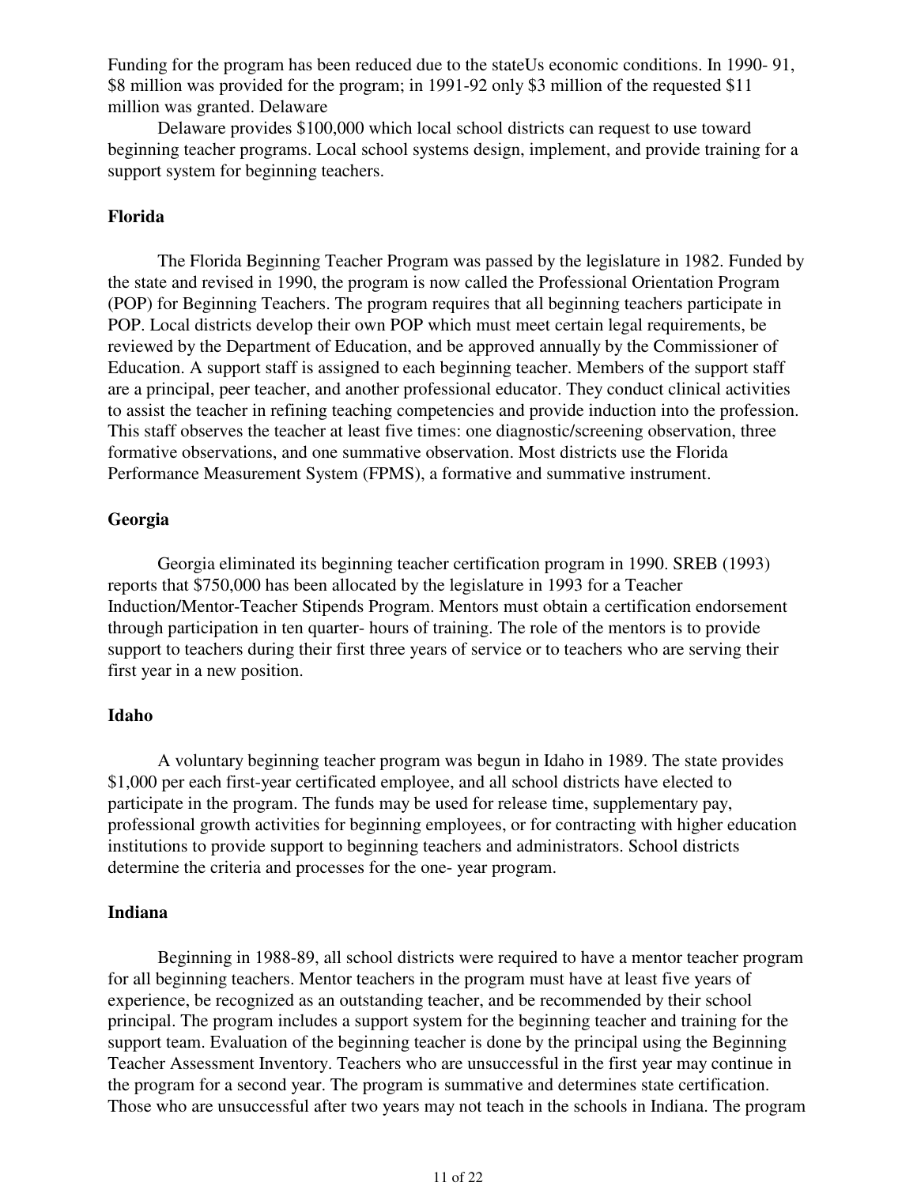Funding for the program has been reduced due to the stateUs economic conditions. In 1990- 91, $8 million was provided for the program; in 1991-92 only $3 million of the requested $11 million was granted. Delaware

Delaware provides $100,000 which local school districts can request to use toward beginning teacher programs. Local school systems design, implement, and provide training for a support system for beginning teachers.

**Florida**

The Florida Beginning Teacher Program was passed by the legislature in 1982. Funded by the state and revised in 1990, the program is now called the Professional Orientation Program (POP) for Beginning Teachers. The program requires that all beginning teachers participate in POP. Local districts develop their own POP which must meet certain legal requirements, be reviewed by the Department of Education, and be approved annually by the Commissioner of Education. A support staff is assigned to each beginning teacher. Members of the support staff are a principal, peer teacher, and another professional educator. They conduct clinical activities to assist the teacher in refining teaching competencies and provide induction into the profession. This staff observes the teacher at least five times: one diagnostic/screening observation, three formative observations, and one summative observation. Most districts use the Florida Performance Measurement System (FPMS), a formative and summative instrument.

**Georgia**

Georgia eliminated its beginning teacher certification program in 1990. SREB (1993) reports that $750,000 has been allocated by the legislature in 1993 for a Teacher Induction/Mentor-Teacher Stipends Program. Mentors must obtain a certification endorsement through participation in ten quarter- hours of training. The role of the mentors is to provide support to teachers during their first three years of service or to teachers who are serving their first year in a new position.

**Idaho**

A voluntary beginning teacher program was begun in Idaho in 1989. The state provides $1,000 per each first-year certificated employee, and all school districts have elected to participate in the program. The funds may be used for release time, supplementary pay, professional growth activities for beginning employees, or for contracting with higher education institutions to provide support to beginning teachers and administrators. School districts determine the criteria and processes for the one- year program.

**Indiana**

Beginning in 1988-89, all school districts were required to have a mentor teacher program for all beginning teachers. Mentor teachers in the program must have at least five years of experience, be recognized as an outstanding teacher, and be recommended by their school principal. The program includes a support system for the beginning teacher and training for the support team. Evaluation of the beginning teacher is done by the principal using the Beginning Teacher Assessment Inventory. Teachers who are unsuccessful in the first year may continue in the program for a second year. The program is summative and determines state certification. Those who are unsuccessful after two years may not teach in the schools in Indiana. The program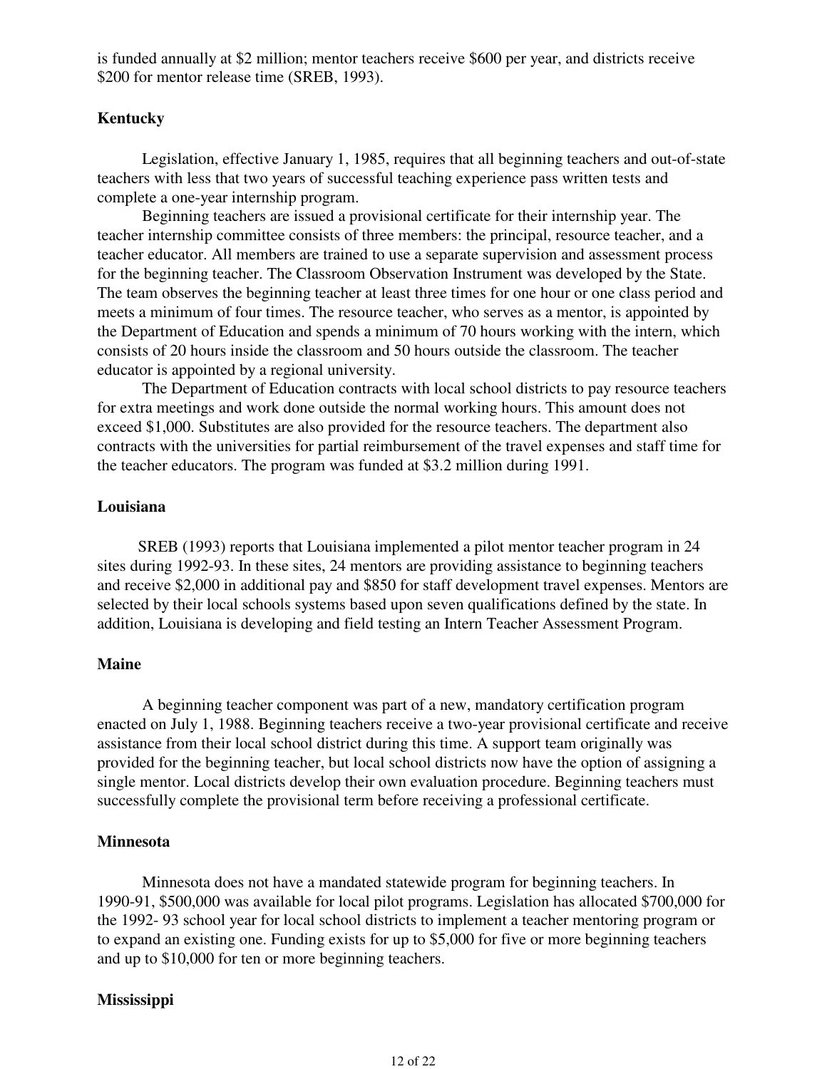is funded annually at $2 million; mentor teachers receive $600 per year, and districts receive $200 for mentor release time (SREB, 1993).

### Kentucky

Legislation, effective January 1, 1985, requires that all beginning teachers and out-of-state teachers with less that two years of successful teaching experience pass written tests and complete a one-year internship program.

Beginning teachers are issued a provisional certificate for their internship year. The teacher internship committee consists of three members: the principal, resource teacher, and a teacher educator. All members are trained to use a separate supervision and assessment process for the beginning teacher. The Classroom Observation Instrument was developed by the State. The team observes the beginning teacher at least three times for one hour or one class period and meets a minimum of four times. The resource teacher, who serves as a mentor, is appointed by the Department of Education and spends a minimum of 70 hours working with the intern, which consists of 20 hours inside the classroom and 50 hours outside the classroom. The teacher educator is appointed by a regional university.

The Department of Education contracts with local school districts to pay resource teachers for extra meetings and work done outside the normal working hours. This amount does not exceed $1,000. Substitutes are also provided for the resource teachers. The department also contracts with the universities for partial reimbursement of the travel expenses and staff time for the teacher educators. The program was funded at $3.2 million during 1991.

### Louisiana

SREB (1993) reports that Louisiana implemented a pilot mentor teacher program in 24 sites during 1992-93. In these sites, 24 mentors are providing assistance to beginning teachers and receive $2,000 in additional pay and $850 for staff development travel expenses. Mentors are selected by their local schools systems based upon seven qualifications defined by the state. In addition, Louisiana is developing and field testing an Intern Teacher Assessment Program.

### Maine

A beginning teacher component was part of a new, mandatory certification program enacted on July 1, 1988. Beginning teachers receive a two-year provisional certificate and receive assistance from their local school district during this time. A support team originally was provided for the beginning teacher, but local school districts now have the option of assigning a single mentor. Local districts develop their own evaluation procedure. Beginning teachers must successfully complete the provisional term before receiving a professional certificate.

### Minnesota

Minnesota does not have a mandated statewide program for beginning teachers. In 1990-91, $500,000 was available for local pilot programs. Legislation has allocated $700,000 for the 1992- 93 school year for local school districts to implement a teacher mentoring program or to expand an existing one. Funding exists for up to $5,000 for five or more beginning teachers and up to $10,000 for ten or more beginning teachers.

### Mississippi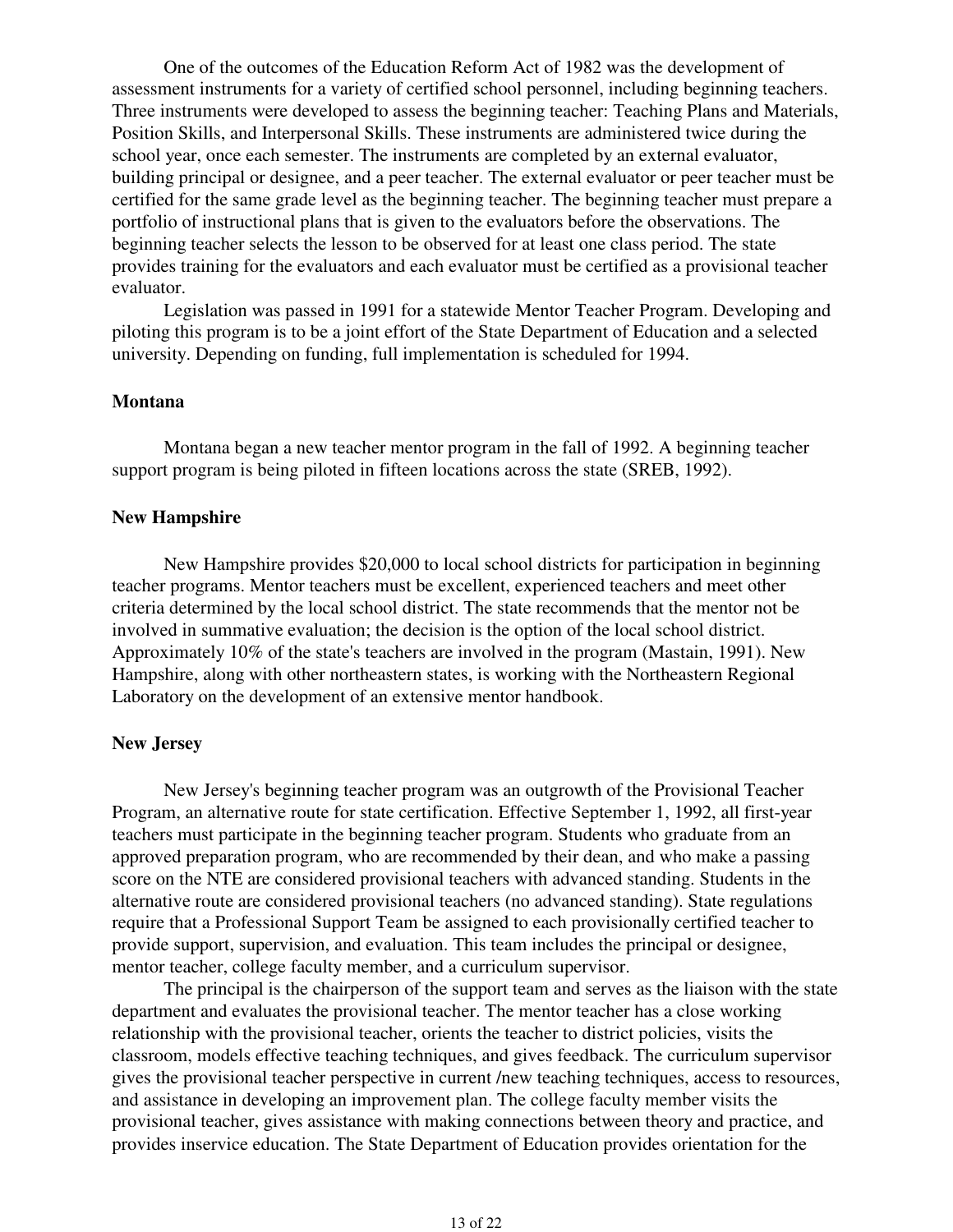One of the outcomes of the Education Reform Act of 1982 was the development of assessment instruments for a variety of certified school personnel, including beginning teachers. Three instruments were developed to assess the beginning teacher: Teaching Plans and Materials, Position Skills, and Interpersonal Skills. These instruments are administered twice during the school year, once each semester. The instruments are completed by an external evaluator, building principal or designee, and a peer teacher. The external evaluator or peer teacher must be certified for the same grade level as the beginning teacher. The beginning teacher must prepare a portfolio of instructional plans that is given to the evaluators before the observations. The beginning teacher selects the lesson to be observed for at least one class period. The state provides training for the evaluators and each evaluator must be certified as a provisional teacher evaluator.

Legislation was passed in 1991 for a statewide Mentor Teacher Program. Developing and piloting this program is to be a joint effort of the State Department of Education and a selected university. Depending on funding, full implementation is scheduled for 1994.

**Montana**

Montana began a new teacher mentor program in the fall of 1992. A beginning teacher support program is being piloted in fifteen locations across the state (SREB, 1992).

**New Hampshire**

New Hampshire provides $20,000 to local school districts for participation in beginning teacher programs. Mentor teachers must be excellent, experienced teachers and meet other criteria determined by the local school district. The state recommends that the mentor not be involved in summative evaluation; the decision is the option of the local school district. Approximately 10% of the state's teachers are involved in the program (Mastain, 1991). New Hampshire, along with other northeastern states, is working with the Northeastern Regional Laboratory on the development of an extensive mentor handbook.

**New Jersey**

New Jersey's beginning teacher program was an outgrowth of the Provisional Teacher Program, an alternative route for state certification. Effective September 1, 1992, all first-year teachers must participate in the beginning teacher program. Students who graduate from an approved preparation program, who are recommended by their dean, and who make a passing score on the NTE are considered provisional teachers with advanced standing. Students in the alternative route are considered provisional teachers (no advanced standing). State regulations require that a Professional Support Team be assigned to each provisionally certified teacher to provide support, supervision, and evaluation. This team includes the principal or designee, mentor teacher, college faculty member, and a curriculum supervisor.

The principal is the chairperson of the support team and serves as the liaison with the state department and evaluates the provisional teacher. The mentor teacher has a close working relationship with the provisional teacher, orients the teacher to district policies, visits the classroom, models effective teaching techniques, and gives feedback. The curriculum supervisor gives the provisional teacher perspective in current /new teaching techniques, access to resources, and assistance in developing an improvement plan. The college faculty member visits the provisional teacher, gives assistance with making connections between theory and practice, and provides inservice education. The State Department of Education provides orientation for the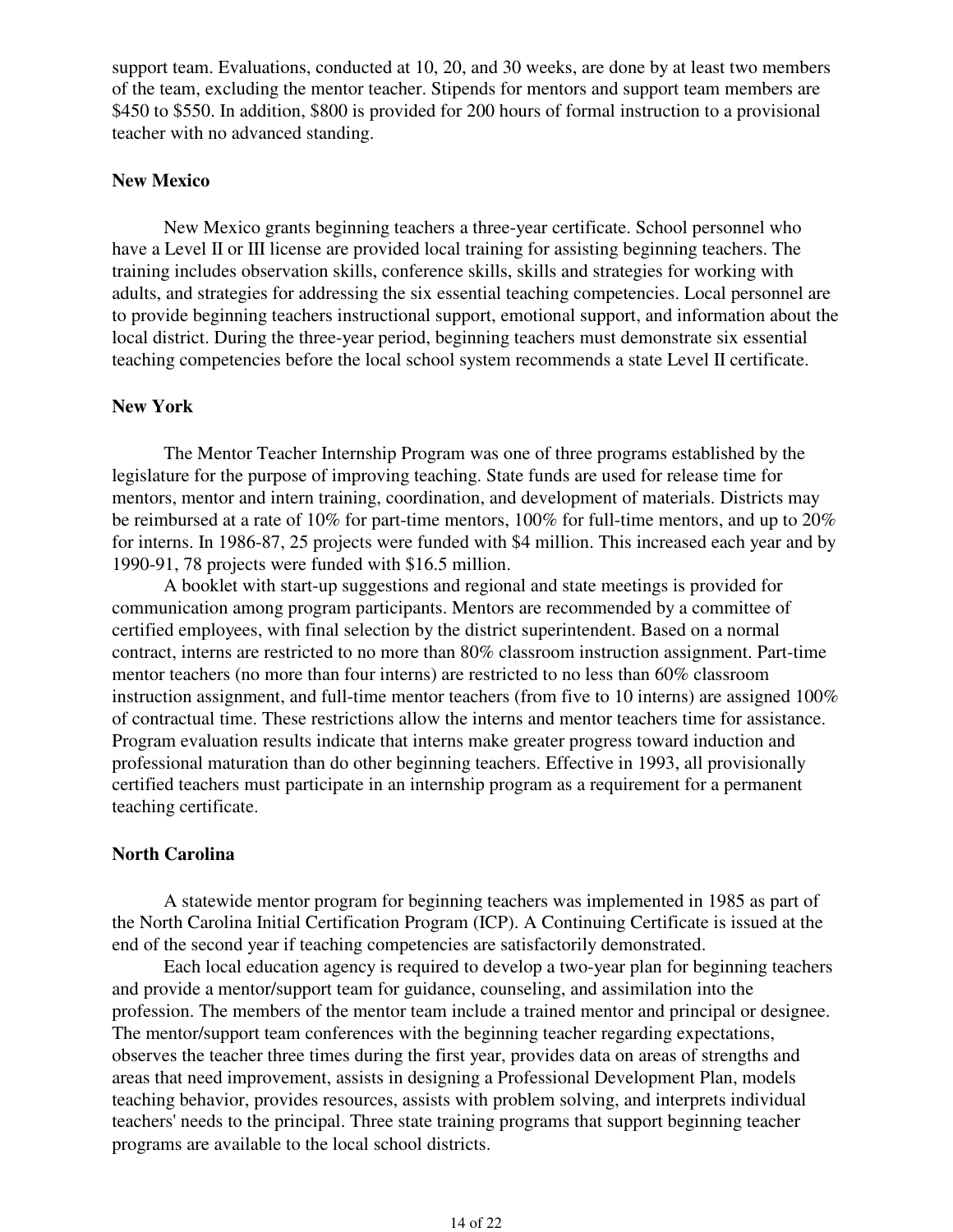support team. Evaluations, conducted at 10, 20, and 30 weeks, are done by at least two members of the team, excluding the mentor teacher. Stipends for mentors and support team members are $450 to $550. In addition, $800 is provided for 200 hours of formal instruction to a provisional teacher with no advanced standing.

**New Mexico**

New Mexico grants beginning teachers a three-year certificate. School personnel who have a Level II or III license are provided local training for assisting beginning teachers. The training includes observation skills, conference skills, skills and strategies for working with adults, and strategies for addressing the six essential teaching competencies. Local personnel are to provide beginning teachers instructional support, emotional support, and information about the local district. During the three-year period, beginning teachers must demonstrate six essential teaching competencies before the local school system recommends a state Level II certificate.

**New York**

The Mentor Teacher Internship Program was one of three programs established by the legislature for the purpose of improving teaching. State funds are used for release time for mentors, mentor and intern training, coordination, and development of materials. Districts may be reimbursed at a rate of 10% for part-time mentors, 100% for full-time mentors, and up to 20% for interns. In 1986-87, 25 projects were funded with $4 million. This increased each year and by 1990-91, 78 projects were funded with $16.5 million.

A booklet with start-up suggestions and regional and state meetings is provided for communication among program participants. Mentors are recommended by a committee of certified employees, with final selection by the district superintendent. Based on a normal contract, interns are restricted to no more than 80% classroom instruction assignment. Part-time mentor teachers (no more than four interns) are restricted to no less than 60% classroom instruction assignment, and full-time mentor teachers (from five to 10 interns) are assigned 100% of contractual time. These restrictions allow the interns and mentor teachers time for assistance. Program evaluation results indicate that interns make greater progress toward induction and professional maturation than do other beginning teachers. Effective in 1993, all provisionally certified teachers must participate in an internship program as a requirement for a permanent teaching certificate.

**North Carolina**

A statewide mentor program for beginning teachers was implemented in 1985 as part of the North Carolina Initial Certification Program (ICP). A Continuing Certificate is issued at the end of the second year if teaching competencies are satisfactorily demonstrated.

Each local education agency is required to develop a two-year plan for beginning teachers and provide a mentor/support team for guidance, counseling, and assimilation into the profession. The members of the mentor team include a trained mentor and principal or designee. The mentor/support team conferences with the beginning teacher regarding expectations, observes the teacher three times during the first year, provides data on areas of strengths and areas that need improvement, assists in designing a Professional Development Plan, models teaching behavior, provides resources, assists with problem solving, and interprets individual teachers' needs to the principal. Three state training programs that support beginning teacher programs are available to the local school districts.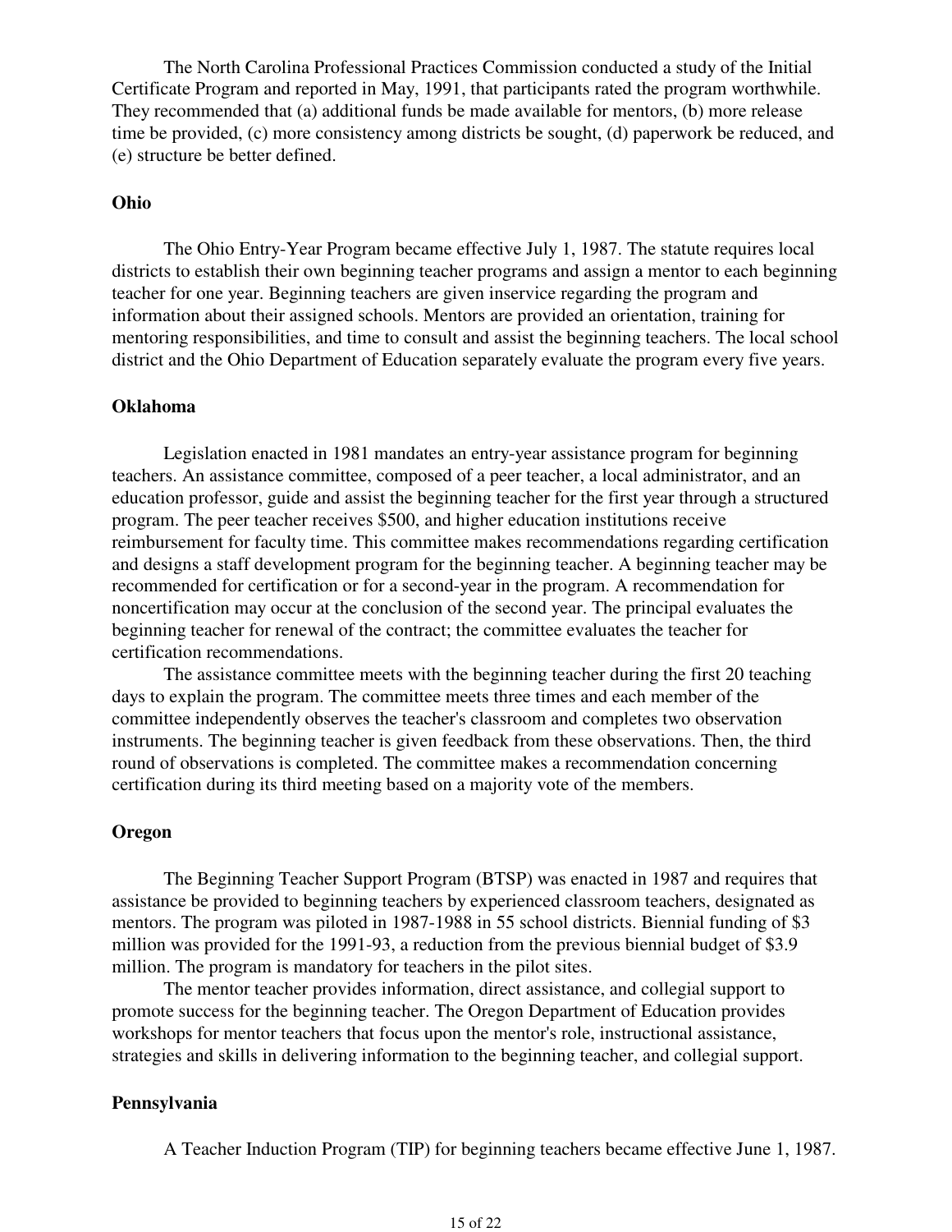The North Carolina Professional Practices Commission conducted a study of the Initial Certificate Program and reported in May, 1991, that participants rated the program worthwhile. They recommended that (a) additional funds be made available for mentors, (b) more release time be provided, (c) more consistency among districts be sought, (d) paperwork be reduced, and (e) structure be better defined.

**Ohio**

The Ohio Entry-Year Program became effective July 1, 1987. The statute requires local districts to establish their own beginning teacher programs and assign a mentor to each beginning teacher for one year. Beginning teachers are given inservice regarding the program and information about their assigned schools. Mentors are provided an orientation, training for mentoring responsibilities, and time to consult and assist the beginning teachers. The local school district and the Ohio Department of Education separately evaluate the program every five years.

**Oklahoma**

Legislation enacted in 1981 mandates an entry-year assistance program for beginning teachers. An assistance committee, composed of a peer teacher, a local administrator, and an education professor, guide and assist the beginning teacher for the first year through a structured program. The peer teacher receives $500, and higher education institutions receive reimbursement for faculty time. This committee makes recommendations regarding certification and designs a staff development program for the beginning teacher. A beginning teacher may be recommended for certification or for a second-year in the program. A recommendation for noncertification may occur at the conclusion of the second year. The principal evaluates the beginning teacher for renewal of the contract; the committee evaluates the teacher for certification recommendations.

The assistance committee meets with the beginning teacher during the first 20 teaching days to explain the program. The committee meets three times and each member of the committee independently observes the teacher's classroom and completes two observation instruments. The beginning teacher is given feedback from these observations. Then, the third round of observations is completed. The committee makes a recommendation concerning certification during its third meeting based on a majority vote of the members.

**Oregon**

The Beginning Teacher Support Program (BTSP) was enacted in 1987 and requires that assistance be provided to beginning teachers by experienced classroom teachers, designated as mentors. The program was piloted in 1987-1988 in 55 school districts. Biennial funding of $3 million was provided for the 1991-93, a reduction from the previous biennial budget of $3.9 million. The program is mandatory for teachers in the pilot sites.

The mentor teacher provides information, direct assistance, and collegial support to promote success for the beginning teacher. The Oregon Department of Education provides workshops for mentor teachers that focus upon the mentor's role, instructional assistance, strategies and skills in delivering information to the beginning teacher, and collegial support.

**Pennsylvania**

A Teacher Induction Program (TIP) for beginning teachers became effective June 1, 1987.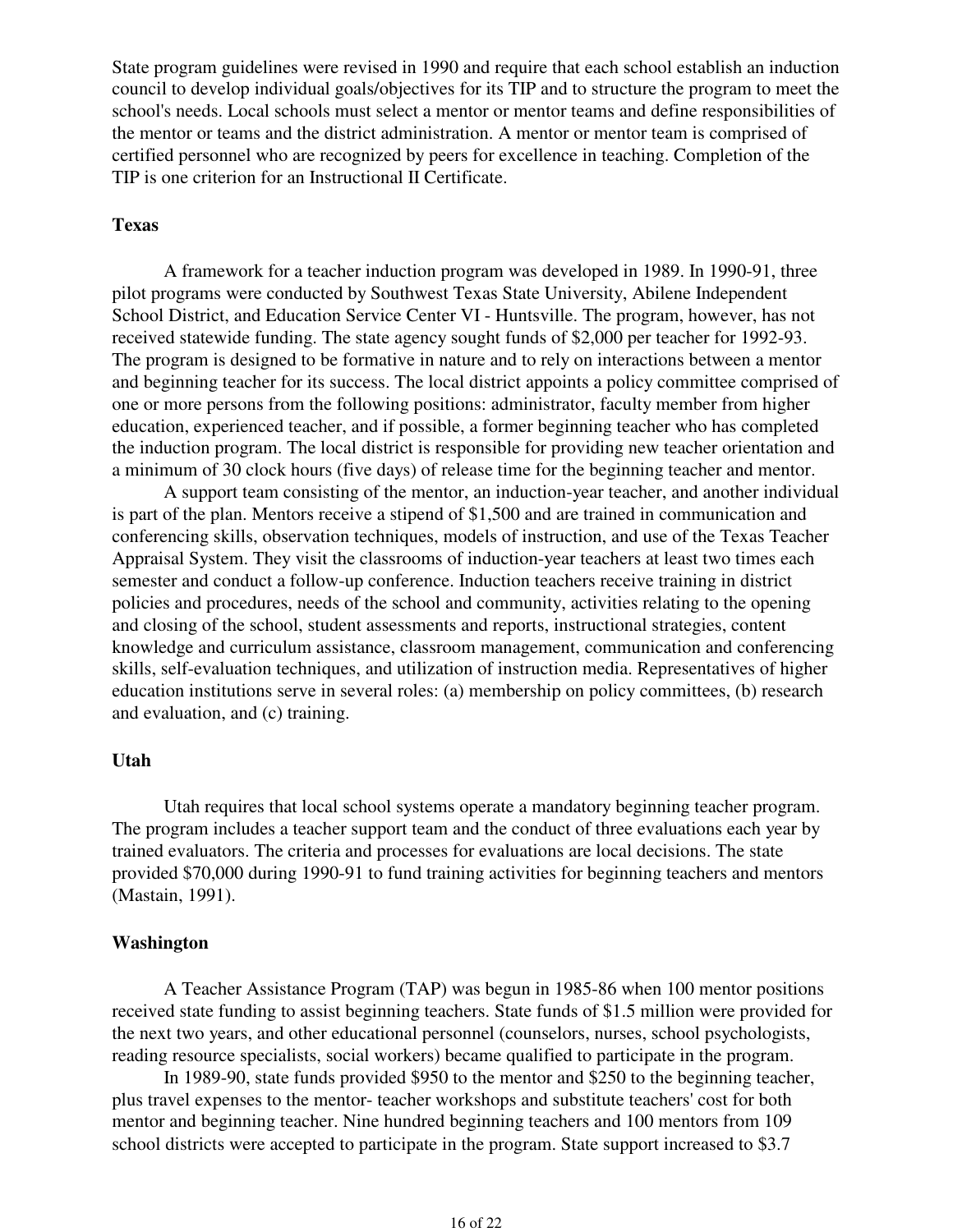State program guidelines were revised in 1990 and require that each school establish an induction council to develop individual goals/objectives for its TIP and to structure the program to meet the school's needs. Local schools must select a mentor or mentor teams and define responsibilities of the mentor or teams and the district administration. A mentor or mentor team is comprised of certified personnel who are recognized by peers for excellence in teaching. Completion of the TIP is one criterion for an Instructional II Certificate.

**Texas**

A framework for a teacher induction program was developed in 1989. In 1990-91, three pilot programs were conducted by Southwest Texas State University, Abilene Independent School District, and Education Service Center VI - Huntsville. The program, however, has not received statewide funding. The state agency sought funds of $2,000 per teacher for 1992-93. The program is designed to be formative in nature and to rely on interactions between a mentor and beginning teacher for its success. The local district appoints a policy committee comprised of one or more persons from the following positions: administrator, faculty member from higher education, experienced teacher, and if possible, a former beginning teacher who has completed the induction program. The local district is responsible for providing new teacher orientation and a minimum of 30 clock hours (five days) of release time for the beginning teacher and mentor.

A support team consisting of the mentor, an induction-year teacher, and another individual is part of the plan. Mentors receive a stipend of $1,500 and are trained in communication and conferencing skills, observation techniques, models of instruction, and use of the Texas Teacher Appraisal System. They visit the classrooms of induction-year teachers at least two times each semester and conduct a follow-up conference. Induction teachers receive training in district policies and procedures, needs of the school and community, activities relating to the opening and closing of the school, student assessments and reports, instructional strategies, content knowledge and curriculum assistance, classroom management, communication and conferencing skills, self-evaluation techniques, and utilization of instruction media. Representatives of higher education institutions serve in several roles: (a) membership on policy committees, (b) research and evaluation, and (c) training.

**Utah**

Utah requires that local school systems operate a mandatory beginning teacher program. The program includes a teacher support team and the conduct of three evaluations each year by trained evaluators. The criteria and processes for evaluations are local decisions. The state provided $70,000 during 1990-91 to fund training activities for beginning teachers and mentors (Mastain, 1991).

**Washington**

A Teacher Assistance Program (TAP) was begun in 1985-86 when 100 mentor positions received state funding to assist beginning teachers. State funds of $1.5 million were provided for the next two years, and other educational personnel (counselors, nurses, school psychologists, reading resource specialists, social workers) became qualified to participate in the program.

In 1989-90, state funds provided $950 to the mentor and $250 to the beginning teacher, plus travel expenses to the mentor- teacher workshops and substitute teachers' cost for both mentor and beginning teacher. Nine hundred beginning teachers and 100 mentors from 109 school districts were accepted to participate in the program. State support increased to $3.7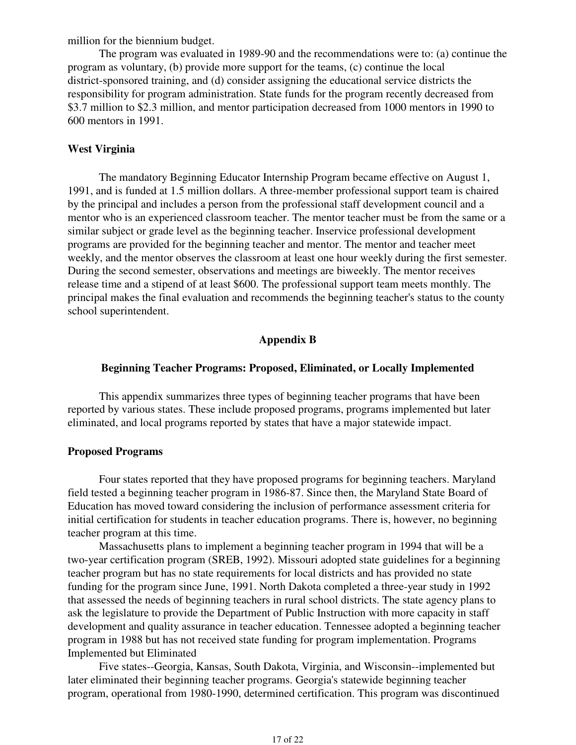million for the biennium budget.

The program was evaluated in 1989-90 and the recommendations were to: (a) continue the program as voluntary, (b) provide more support for the teams, (c) continue the local district-sponsored training, and (d) consider assigning the educational service districts the responsibility for program administration. State funds for the program recently decreased from $3.7 million to $2.3 million, and mentor participation decreased from 1000 mentors in 1990 to 600 mentors in 1991.

**West Virginia**

The mandatory Beginning Educator Internship Program became effective on August 1, 1991, and is funded at 1.5 million dollars. A three-member professional support team is chaired by the principal and includes a person from the professional staff development council and a mentor who is an experienced classroom teacher. The mentor teacher must be from the same or a similar subject or grade level as the beginning teacher. Inservice professional development programs are provided for the beginning teacher and mentor. The mentor and teacher meet weekly, and the mentor observes the classroom at least one hour weekly during the first semester. During the second semester, observations and meetings are biweekly. The mentor receives release time and a stipend of at least $600. The professional support team meets monthly. The principal makes the final evaluation and recommends the beginning teacher's status to the county school superintendent.

## Appendix B

### Beginning Teacher Programs: Proposed, Eliminated, or Locally Implemented

This appendix summarizes three types of beginning teacher programs that have been reported by various states. These include proposed programs, programs implemented but later eliminated, and local programs reported by states that have a major statewide impact.

**Proposed Programs**

Four states reported that they have proposed programs for beginning teachers. Maryland field tested a beginning teacher program in 1986-87. Since then, the Maryland State Board of Education has moved toward considering the inclusion of performance assessment criteria for initial certification for students in teacher education programs. There is, however, no beginning teacher program at this time.

Massachusetts plans to implement a beginning teacher program in 1994 that will be a two-year certification program (SREB, 1992). Missouri adopted state guidelines for a beginning teacher program but has no state requirements for local districts and has provided no state funding for the program since June, 1991. North Dakota completed a three-year study in 1992 that assessed the needs of beginning teachers in rural school districts. The state agency plans to ask the legislature to provide the Department of Public Instruction with more capacity in staff development and quality assurance in teacher education. Tennessee adopted a beginning teacher program in 1988 but has not received state funding for program implementation. Programs Implemented but Eliminated

Five states--Georgia, Kansas, South Dakota, Virginia, and Wisconsin--implemented but later eliminated their beginning teacher programs. Georgia's statewide beginning teacher program, operational from 1980-1990, determined certification. This program was discontinued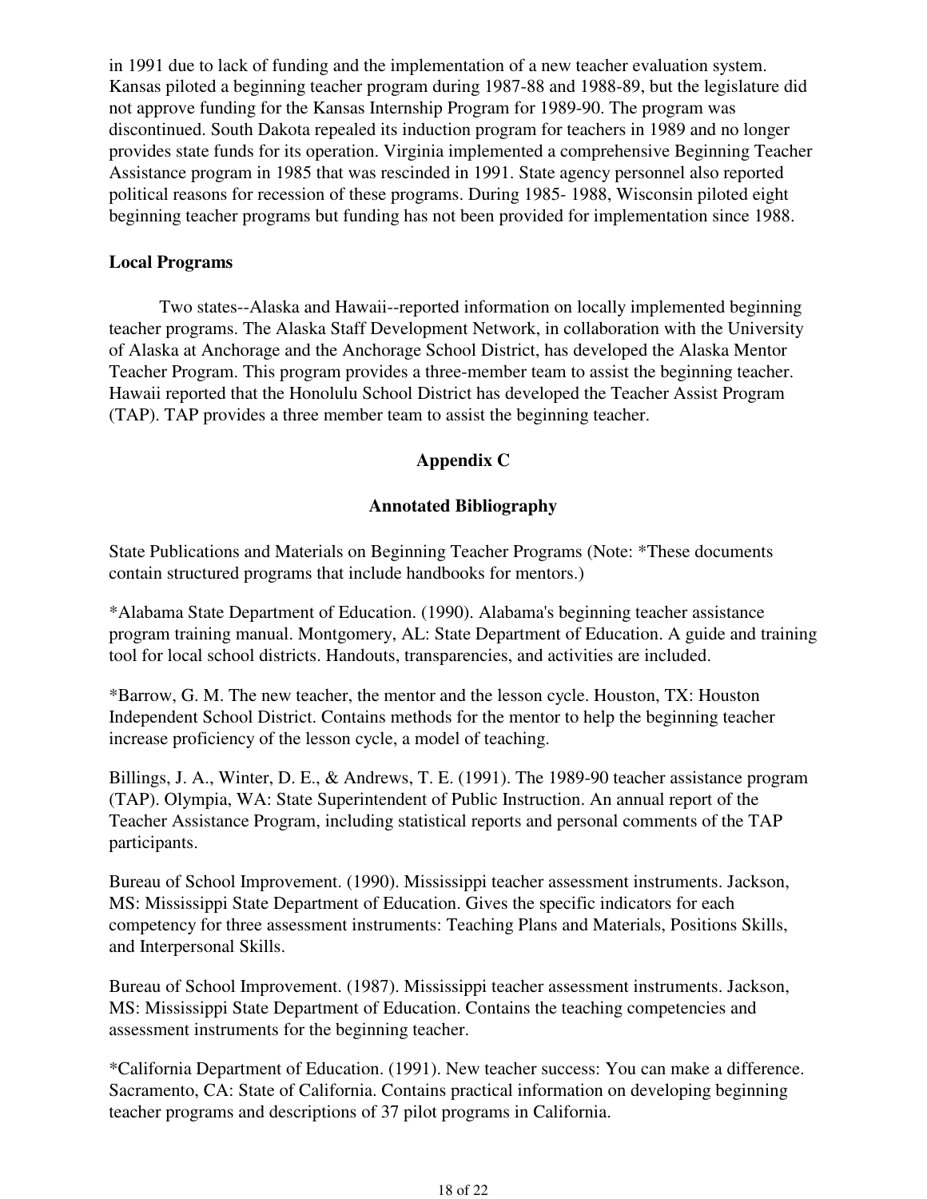in 1991 due to lack of funding and the implementation of a new teacher evaluation system. Kansas piloted a beginning teacher program during 1987-88 and 1988-89, but the legislature did not approve funding for the Kansas Internship Program for 1989-90. The program was discontinued. South Dakota repealed its induction program for teachers in 1989 and no longer provides state funds for its operation. Virginia implemented a comprehensive Beginning Teacher Assistance program in 1985 that was rescinded in 1991. State agency personnel also reported political reasons for recession of these programs. During 1985- 1988, Wisconsin piloted eight beginning teacher programs but funding has not been provided for implementation since 1988.

### Local Programs

Two states--Alaska and Hawaii--reported information on locally implemented beginning teacher programs. The Alaska Staff Development Network, in collaboration with the University of Alaska at Anchorage and the Anchorage School District, has developed the Alaska Mentor Teacher Program. This program provides a three-member team to assist the beginning teacher. Hawaii reported that the Honolulu School District has developed the Teacher Assist Program (TAP). TAP provides a three member team to assist the beginning teacher.

## Appendix C

### Annotated Bibliography

State Publications and Materials on Beginning Teacher Programs (Note: *These documents contain structured programs that include handbooks for mentors.)

*Alabama State Department of Education. (1990). Alabama's beginning teacher assistance program training manual. Montgomery, AL: State Department of Education. A guide and training tool for local school districts. Handouts, transparencies, and activities are included.

*Barrow, G. M. The new teacher, the mentor and the lesson cycle. Houston, TX: Houston Independent School District. Contains methods for the mentor to help the beginning teacher increase proficiency of the lesson cycle, a model of teaching.

Billings, J. A., Winter, D. E., & Andrews, T. E. (1991). The 1989-90 teacher assistance program (TAP). Olympia, WA: State Superintendent of Public Instruction. An annual report of the Teacher Assistance Program, including statistical reports and personal comments of the TAP participants.

Bureau of School Improvement. (1990). Mississippi teacher assessment instruments. Jackson, MS: Mississippi State Department of Education. Gives the specific indicators for each competency for three assessment instruments: Teaching Plans and Materials, Positions Skills, and Interpersonal Skills.

Bureau of School Improvement. (1987). Mississippi teacher assessment instruments. Jackson, MS: Mississippi State Department of Education. Contains the teaching competencies and assessment instruments for the beginning teacher.

*California Department of Education. (1991). New teacher success: You can make a difference. Sacramento, CA: State of California. Contains practical information on developing beginning teacher programs and descriptions of 37 pilot programs in California.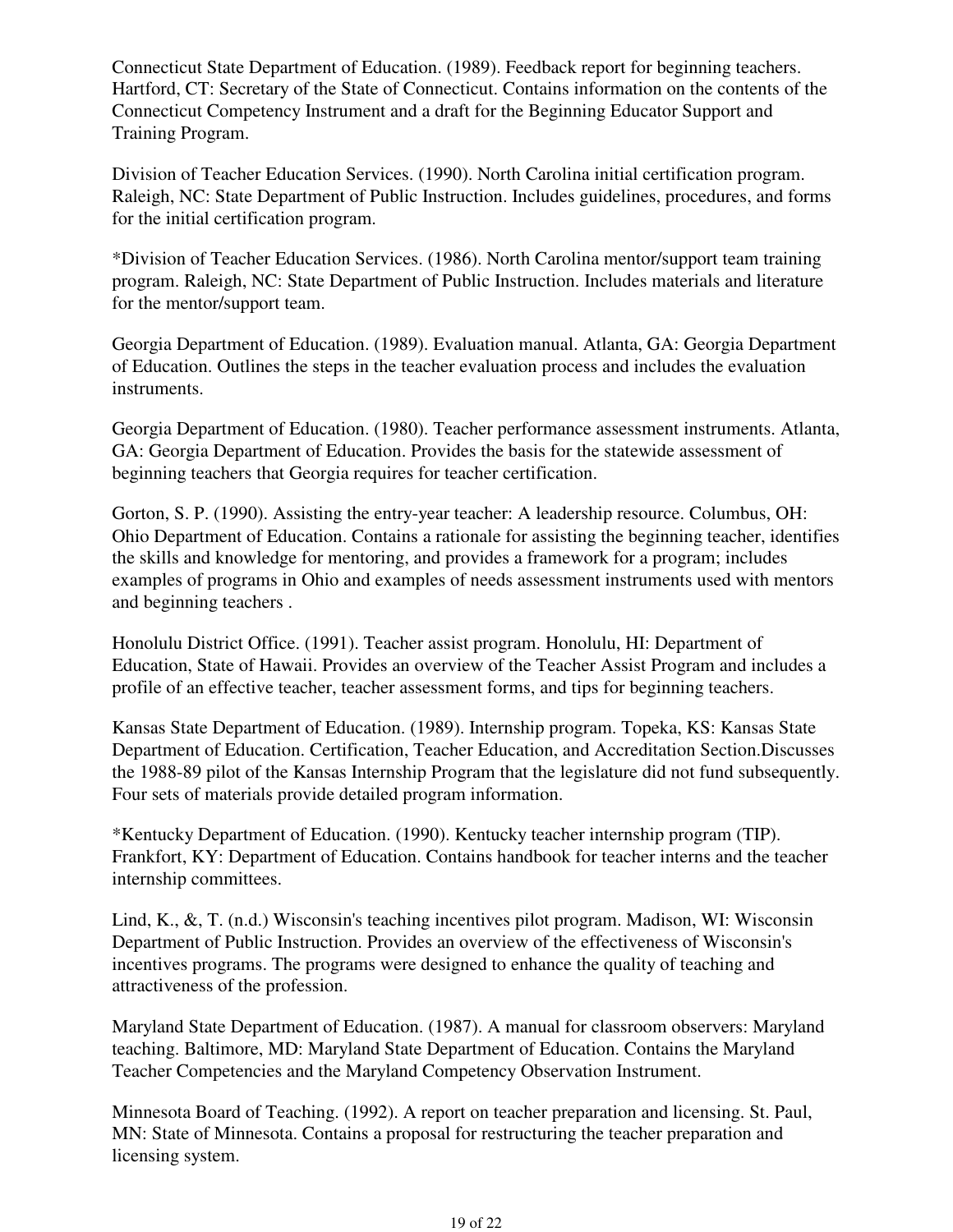Connecticut State Department of Education. (1989). Feedback report for beginning teachers. Hartford, CT: Secretary of the State of Connecticut. Contains information on the contents of the Connecticut Competency Instrument and a draft for the Beginning Educator Support and Training Program.

Division of Teacher Education Services. (1990). North Carolina initial certification program. Raleigh, NC: State Department of Public Instruction. Includes guidelines, procedures, and forms for the initial certification program.

*Division of Teacher Education Services. (1986). North Carolina mentor/support team training program. Raleigh, NC: State Department of Public Instruction. Includes materials and literature for the mentor/support team.

Georgia Department of Education. (1989). Evaluation manual. Atlanta, GA: Georgia Department of Education. Outlines the steps in the teacher evaluation process and includes the evaluation instruments.

Georgia Department of Education. (1980). Teacher performance assessment instruments. Atlanta, GA: Georgia Department of Education. Provides the basis for the statewide assessment of beginning teachers that Georgia requires for teacher certification.

Gorton, S. P. (1990). Assisting the entry-year teacher: A leadership resource. Columbus, OH: Ohio Department of Education. Contains a rationale for assisting the beginning teacher, identifies the skills and knowledge for mentoring, and provides a framework for a program; includes examples of programs in Ohio and examples of needs assessment instruments used with mentors and beginning teachers .

Honolulu District Office. (1991). Teacher assist program. Honolulu, HI: Department of Education, State of Hawaii. Provides an overview of the Teacher Assist Program and includes a profile of an effective teacher, teacher assessment forms, and tips for beginning teachers.

Kansas State Department of Education. (1989). Internship program. Topeka, KS: Kansas State Department of Education. Certification, Teacher Education, and Accreditation Section.Discusses the 1988-89 pilot of the Kansas Internship Program that the legislature did not fund subsequently. Four sets of materials provide detailed program information.

*Kentucky Department of Education. (1990). Kentucky teacher internship program (TIP). Frankfort, KY: Department of Education. Contains handbook for teacher interns and the teacher internship committees.

Lind, K., &, T. (n.d.) Wisconsin's teaching incentives pilot program. Madison, WI: Wisconsin Department of Public Instruction. Provides an overview of the effectiveness of Wisconsin's incentives programs. The programs were designed to enhance the quality of teaching and attractiveness of the profession.

Maryland State Department of Education. (1987). A manual for classroom observers: Maryland teaching. Baltimore, MD: Maryland State Department of Education. Contains the Maryland Teacher Competencies and the Maryland Competency Observation Instrument.

Minnesota Board of Teaching. (1992). A report on teacher preparation and licensing. St. Paul, MN: State of Minnesota. Contains a proposal for restructuring the teacher preparation and licensing system.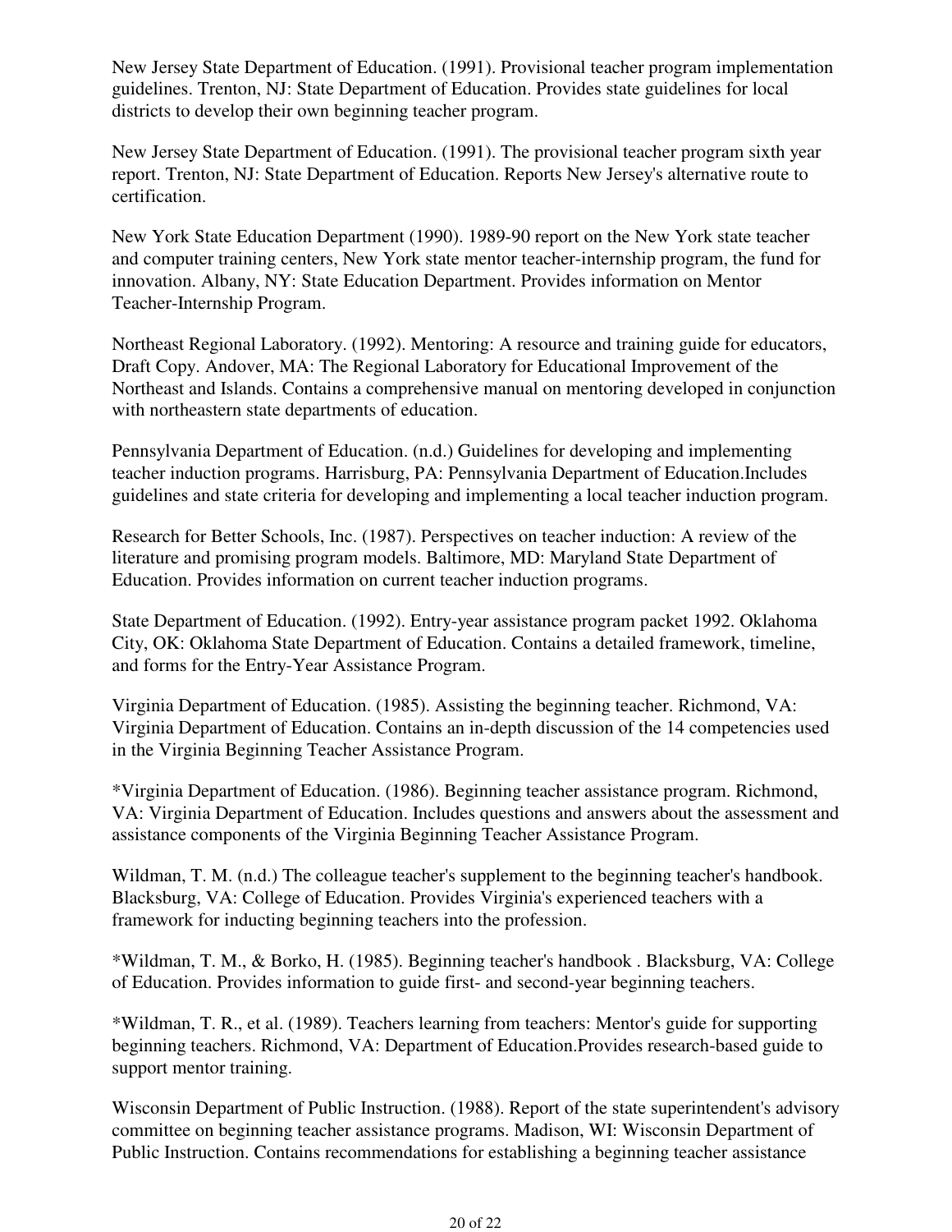New Jersey State Department of Education. (1991). Provisional teacher program implementation guidelines. Trenton, NJ: State Department of Education. Provides state guidelines for local districts to develop their own beginning teacher program.

New Jersey State Department of Education. (1991). The provisional teacher program sixth year report. Trenton, NJ: State Department of Education. Reports New Jersey's alternative route to certification.

New York State Education Department (1990). 1989-90 report on the New York state teacher and computer training centers, New York state mentor teacher-internship program, the fund for innovation. Albany, NY: State Education Department. Provides information on Mentor Teacher-Internship Program.

Northeast Regional Laboratory. (1992). Mentoring: A resource and training guide for educators, Draft Copy. Andover, MA: The Regional Laboratory for Educational Improvement of the Northeast and Islands. Contains a comprehensive manual on mentoring developed in conjunction with northeastern state departments of education.

Pennsylvania Department of Education. (n.d.) Guidelines for developing and implementing teacher induction programs. Harrisburg, PA: Pennsylvania Department of Education.Includes guidelines and state criteria for developing and implementing a local teacher induction program.

Research for Better Schools, Inc. (1987). Perspectives on teacher induction: A review of the literature and promising program models. Baltimore, MD: Maryland State Department of Education. Provides information on current teacher induction programs.

State Department of Education. (1992). Entry-year assistance program packet 1992. Oklahoma City, OK: Oklahoma State Department of Education. Contains a detailed framework, timeline, and forms for the Entry-Year Assistance Program.

Virginia Department of Education. (1985). Assisting the beginning teacher. Richmond, VA: Virginia Department of Education. Contains an in-depth discussion of the 14 competencies used in the Virginia Beginning Teacher Assistance Program.

*Virginia Department of Education. (1986). Beginning teacher assistance program. Richmond, VA: Virginia Department of Education. Includes questions and answers about the assessment and assistance components of the Virginia Beginning Teacher Assistance Program.

Wildman, T. M. (n.d.) The colleague teacher's supplement to the beginning teacher's handbook. Blacksburg, VA: College of Education. Provides Virginia's experienced teachers with a framework for inducting beginning teachers into the profession.

*Wildman, T. M., & Borko, H. (1985). Beginning teacher's handbook . Blacksburg, VA: College of Education. Provides information to guide first- and second-year beginning teachers.

*Wildman, T. R., et al. (1989). Teachers learning from teachers: Mentor's guide for supporting beginning teachers. Richmond, VA: Department of Education.Provides research-based guide to support mentor training.

Wisconsin Department of Public Instruction. (1988). Report of the state superintendent's advisory committee on beginning teacher assistance programs. Madison, WI: Wisconsin Department of Public Instruction. Contains recommendations for establishing a beginning teacher assistance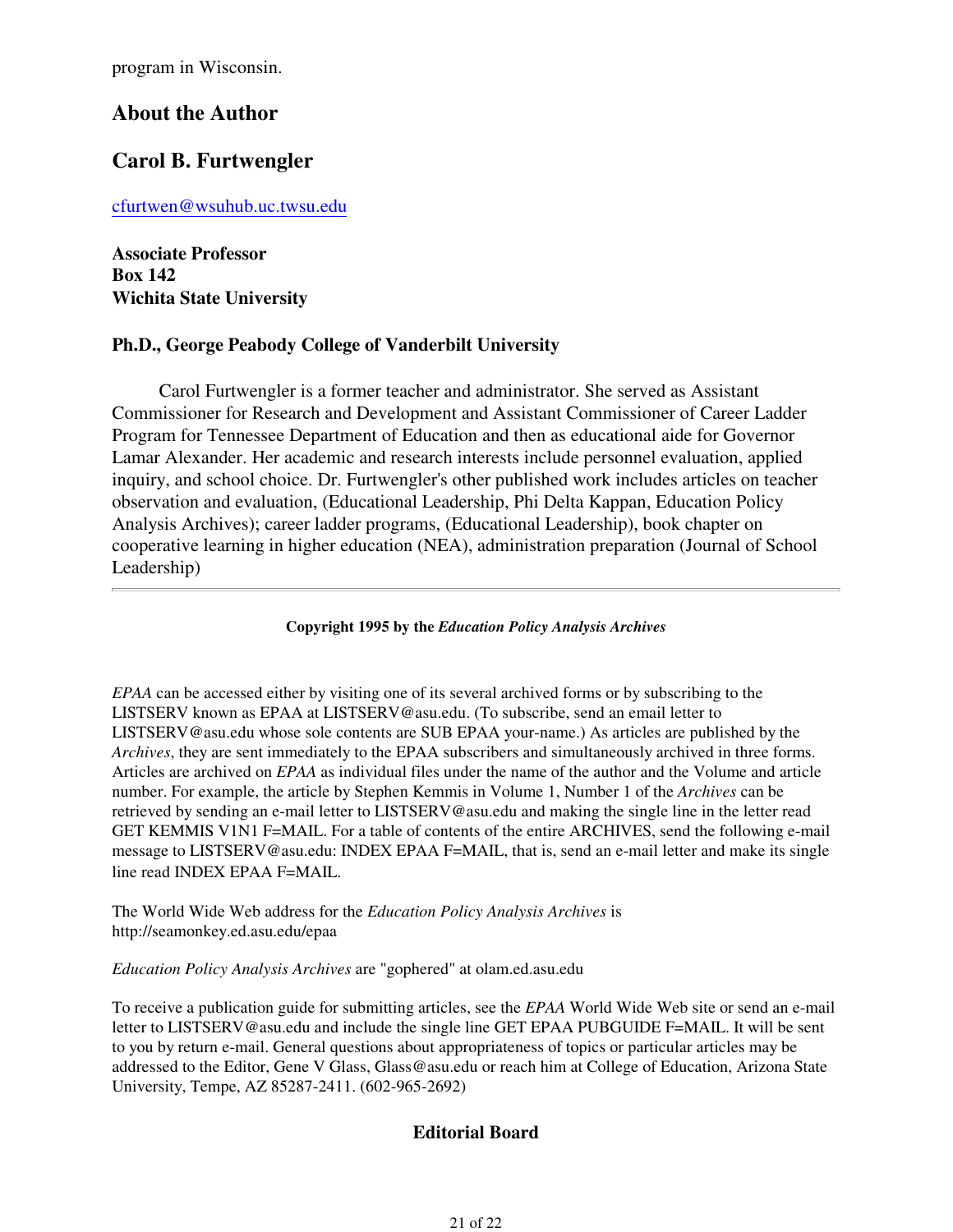program in Wisconsin.

## About the Author

## Carol B. Furtwengler

cfurtwen@wsuhub.uc.twsu.edu

**Associate Professor**
**Box 142**
**Wichita State University**

**Ph.D., George Peabody College of Vanderbilt University**

Carol Furtwengler is a former teacher and administrator. She served as Assistant Commissioner for Research and Development and Assistant Commissioner of Career Ladder Program for Tennessee Department of Education and then as educational aide for Governor Lamar Alexander. Her academic and research interests include personnel evaluation, applied inquiry, and school choice. Dr. Furtwengler's other published work includes articles on teacher observation and evaluation, (Educational Leadership, Phi Delta Kappan, Education Policy Analysis Archives); career ladder programs, (Educational Leadership), book chapter on cooperative learning in higher education (NEA), administration preparation (Journal of School Leadership)

---

**Copyright 1995 by the *Education Policy Analysis Archives***

*EPAA* can be accessed either by visiting one of its several archived forms or by subscribing to the LISTSERV known as EPAA at LISTSERV@asu.edu. (To subscribe, send an email letter to LISTSERV@asu.edu whose sole contents are SUB EPAA your-name.) As articles are published by the *Archives*, they are sent immediately to the EPAA subscribers and simultaneously archived in three forms. Articles are archived on *EPAA* as individual files under the name of the author and the Volume and article number. For example, the article by Stephen Kemmis in Volume 1, Number 1 of the *Archives* can be retrieved by sending an e-mail letter to LISTSERV@asu.edu and making the single line in the letter read GET KEMMIS V1N1 F=MAIL. For a table of contents of the entire ARCHIVES, send the following e-mail message to LISTSERV@asu.edu: INDEX EPAA F=MAIL, that is, send an e-mail letter and make its single line read INDEX EPAA F=MAIL.

The World Wide Web address for the *Education Policy Analysis Archives* is http://seamonkey.ed.asu.edu/epaa

*Education Policy Analysis Archives* are "gophered" at olam.ed.asu.edu

To receive a publication guide for submitting articles, see the *EPAA* World Wide Web site or send an e-mail letter to LISTSERV@asu.edu and include the single line GET EPAA PUBGUIDE F=MAIL. It will be sent to you by return e-mail. General questions about appropriateness of topics or particular articles may be addressed to the Editor, Gene V Glass, Glass@asu.edu or reach him at College of Education, Arizona State University, Tempe, AZ 85287-2411. (602-965-2692)

## Editorial Board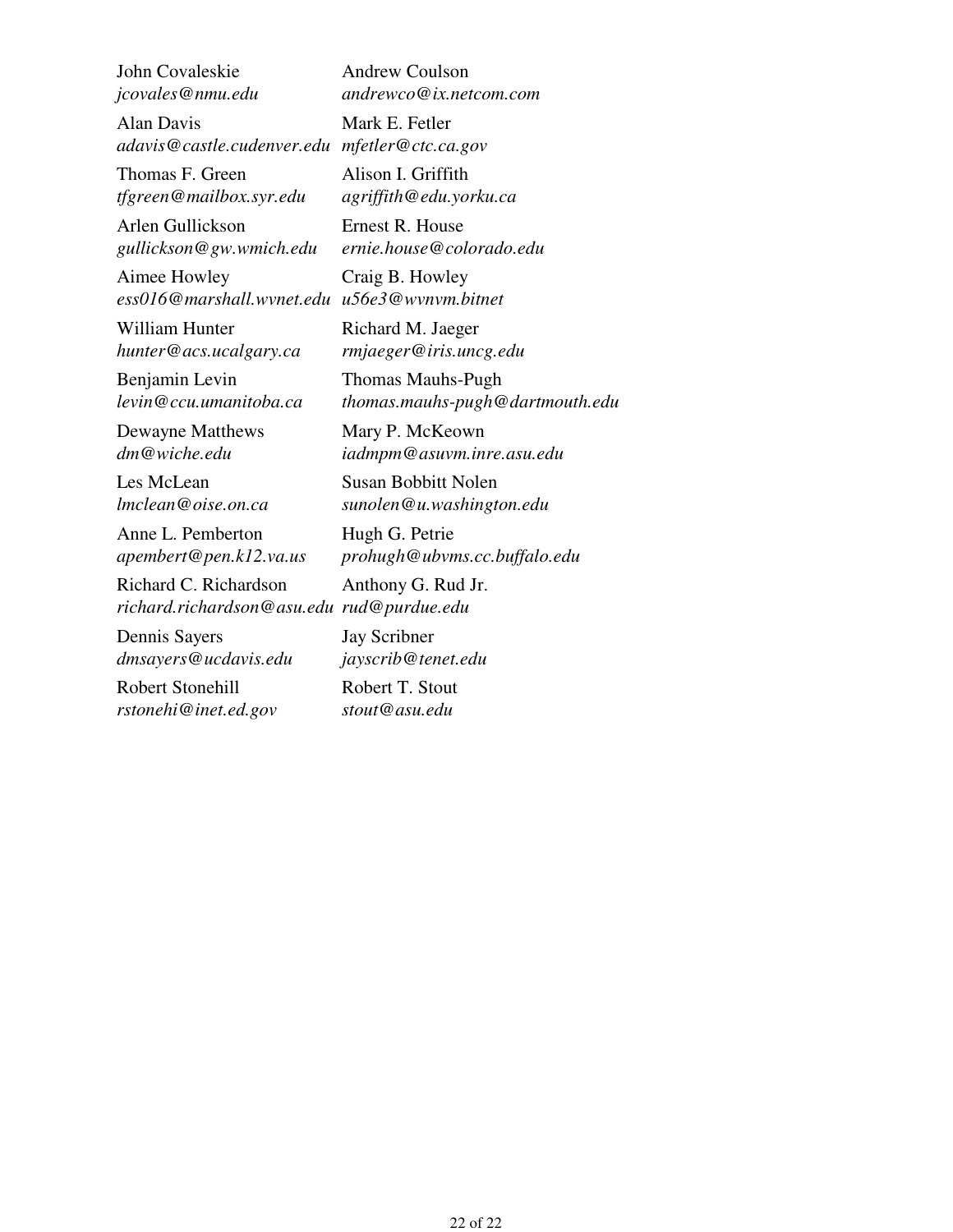John Covaleskie
*jcovales@nmu.edu*

Andrew Coulson
*andrewco@ix.netcom.com*

Alan Davis
*adavis@castle.cudenver.edu*

Mark E. Fetler
*mfetler@ctc.ca.gov*

Thomas F. Green
*tfgreen@mailbox.syr.edu*

Alison I. Griffith
*agriffith@edu.yorku.ca*

Arlen Gullickson
*gullickson@gw.wmich.edu*

Ernest R. House
*ernie.house@colorado.edu*

Aimee Howley
*ess016@marshall.wvnet.edu*

Craig B. Howley
*u56e3@wvnvm.bitnet*

William Hunter
*hunter@acs.ucalgary.ca*

Richard M. Jaeger
*rmjaeger@iris.uncg.edu*

Benjamin Levin
*levin@ccu.umanitoba.ca*

Thomas Mauhs-Pugh
*thomas.mauhs-pugh@dartmouth.edu*

Dewayne Matthews
*dm@wiche.edu*

Mary P. McKeown
*iadmpm@asuvm.inre.asu.edu*

Les McLean
*lmclean@oise.on.ca*

Susan Bobbitt Nolen
*sunolen@u.washington.edu*

Anne L. Pemberton
*apembert@pen.k12.va.us*

Hugh G. Petrie
*prohugh@ubvms.cc.buffalo.edu*

Richard C. Richardson
*richard.richardson@asu.edu*

Anthony G. Rud Jr.
*rud@purdue.edu*

Dennis Sayers
*dmsayers@ucdavis.edu*

Jay Scribner
*jayscrib@tenet.edu*

Robert Stonehill
*rstonehi@inet.ed.gov*

Robert T. Stout
*stout@asu.edu*